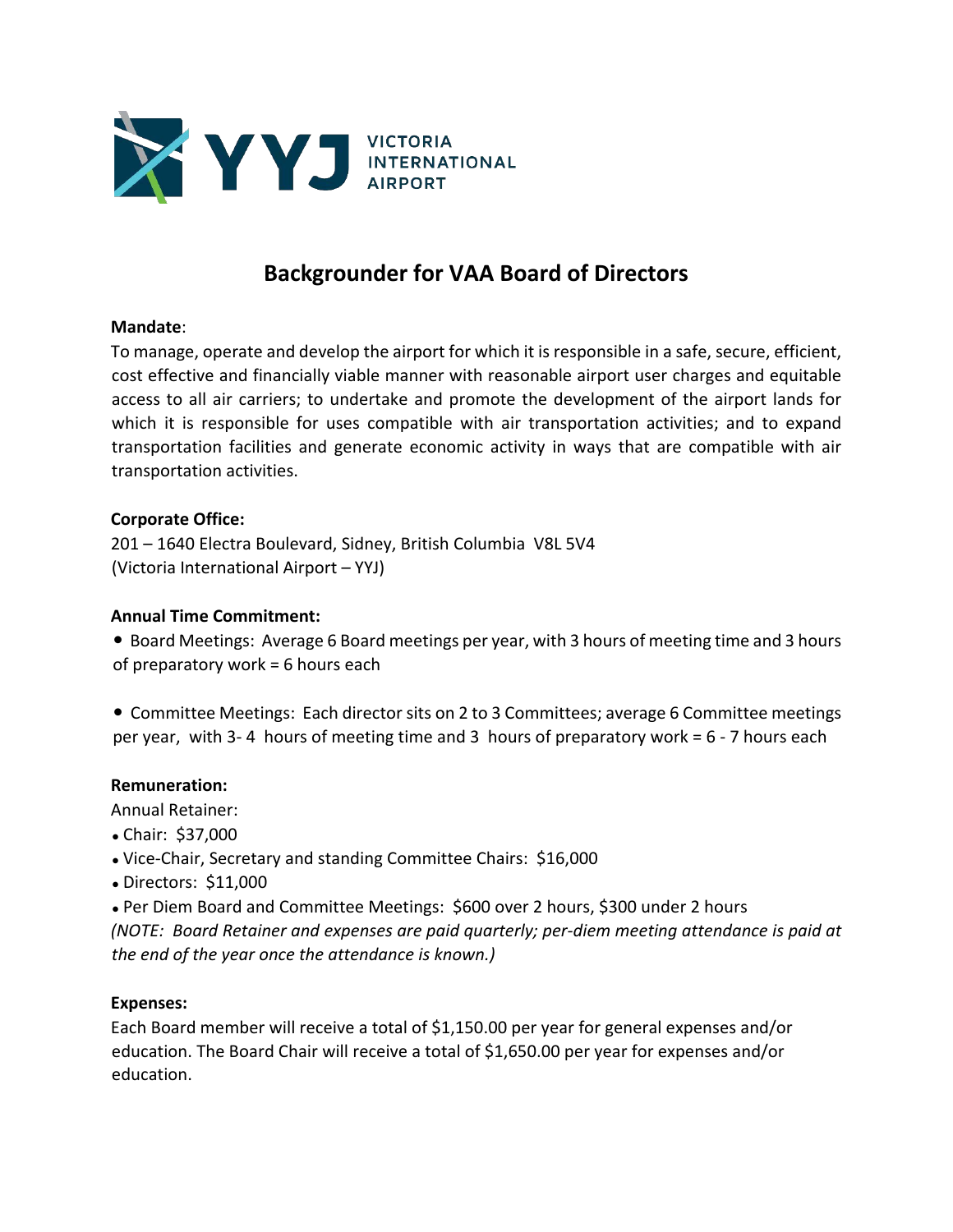YYJ VICTORIA INTERNATIONAL AIRPORT

# Backgrounder for VAA Board of Directors

**Mandate**:

To manage, operate and develop the airport for which it is responsible in a safe, secure, efficient, cost effective and financially viable manner with reasonable airport user charges and equitable access to all air carriers; to undertake and promote the development of the airport lands for which it is responsible for uses compatible with air transportation activities; and to expand transportation facilities and generate economic activity in ways that are compatible with air transportation activities.

**Corporate Office:**

201 – 1640 Electra Boulevard, Sidney, British Columbia V8L 5V4
(Victoria International Airport – YYJ)

**Annual Time Commitment:**

- Board Meetings: Average 6 Board meetings per year, with 3 hours of meeting time and 3 hours of preparatory work = 6 hours each

- Committee Meetings: Each director sits on 2 to 3 Committees; average 6 Committee meetings per year, with 3- 4 hours of meeting time and 3 hours of preparatory work = 6 - 7 hours each

**Remuneration:**

Annual Retainer:

- Chair: $37,000
- Vice-Chair, Secretary and standing Committee Chairs: $16,000
- Directors: $11,000
- Per Diem Board and Committee Meetings: $600 over 2 hours, $300 under 2 hours

*(NOTE: Board Retainer and expenses are paid quarterly; per-diem meeting attendance is paid at the end of the year once the attendance is known.)*

**Expenses:**

Each Board member will receive a total of $1,150.00 per year for general expenses and/or education. The Board Chair will receive a total of $1,650.00 per year for expenses and/or education.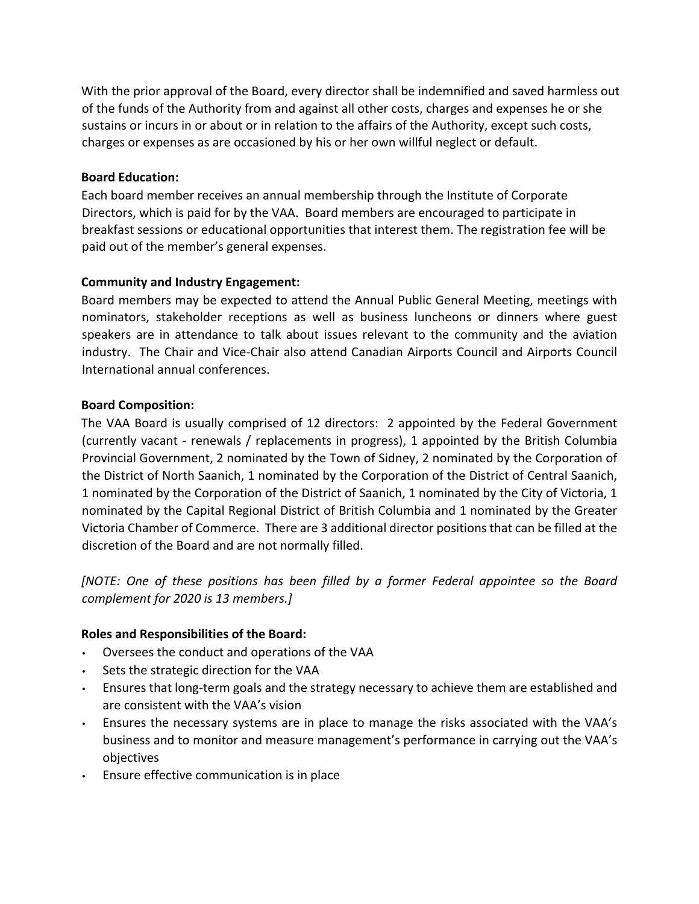With the prior approval of the Board, every director shall be indemnified and saved harmless out of the funds of the Authority from and against all other costs, charges and expenses he or she sustains or incurs in or about or in relation to the affairs of the Authority, except such costs, charges or expenses as are occasioned by his or her own willful neglect or default.

**Board Education:**

Each board member receives an annual membership through the Institute of Corporate Directors, which is paid for by the VAA. Board members are encouraged to participate in breakfast sessions or educational opportunities that interest them. The registration fee will be paid out of the member's general expenses.

**Community and Industry Engagement:**

Board members may be expected to attend the Annual Public General Meeting, meetings with nominators, stakeholder receptions as well as business luncheons or dinners where guest speakers are in attendance to talk about issues relevant to the community and the aviation industry. The Chair and Vice-Chair also attend Canadian Airports Council and Airports Council International annual conferences.

**Board Composition:**

The VAA Board is usually comprised of 12 directors: 2 appointed by the Federal Government (currently vacant - renewals / replacements in progress), 1 appointed by the British Columbia Provincial Government, 2 nominated by the Town of Sidney, 2 nominated by the Corporation of the District of North Saanich, 1 nominated by the Corporation of the District of Central Saanich, 1 nominated by the Corporation of the District of Saanich, 1 nominated by the City of Victoria, 1 nominated by the Capital Regional District of British Columbia and 1 nominated by the Greater Victoria Chamber of Commerce. There are 3 additional director positions that can be filled at the discretion of the Board and are not normally filled.

*[NOTE: One of these positions has been filled by a former Federal appointee so the Board complement for 2020 is 13 members.]*

**Roles and Responsibilities of the Board:**

- Oversees the conduct and operations of the VAA
- Sets the strategic direction for the VAA
- Ensures that long-term goals and the strategy necessary to achieve them are established and are consistent with the VAA's vision
- Ensures the necessary systems are in place to manage the risks associated with the VAA's business and to monitor and measure management's performance in carrying out the VAA's objectives
- Ensure effective communication is in place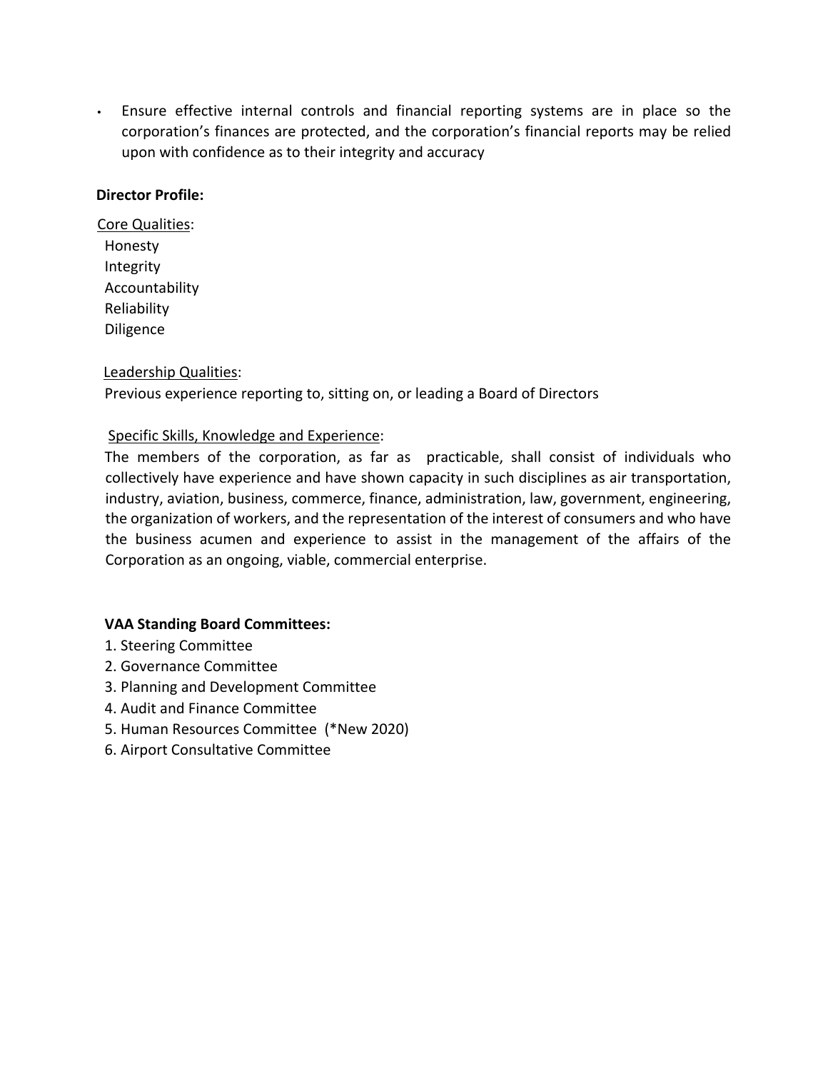- Ensure effective internal controls and financial reporting systems are in place so the corporation's finances are protected, and the corporation's financial reports may be relied upon with confidence as to their integrity and accuracy

**Director Profile:**

Core Qualities:

Honesty
Integrity
Accountability
Reliability
Diligence

Leadership Qualities:

Previous experience reporting to, sitting on, or leading a Board of Directors

Specific Skills, Knowledge and Experience:

The members of the corporation, as far as practicable, shall consist of individuals who collectively have experience and have shown capacity in such disciplines as air transportation, industry, aviation, business, commerce, finance, administration, law, government, engineering, the organization of workers, and the representation of the interest of consumers and who have the business acumen and experience to assist in the management of the affairs of the Corporation as an ongoing, viable, commercial enterprise.

**VAA Standing Board Committees:**

1. Steering Committee
2. Governance Committee
3. Planning and Development Committee
4. Audit and Finance Committee
5. Human Resources Committee (*New 2020)
6. Airport Consultative Committee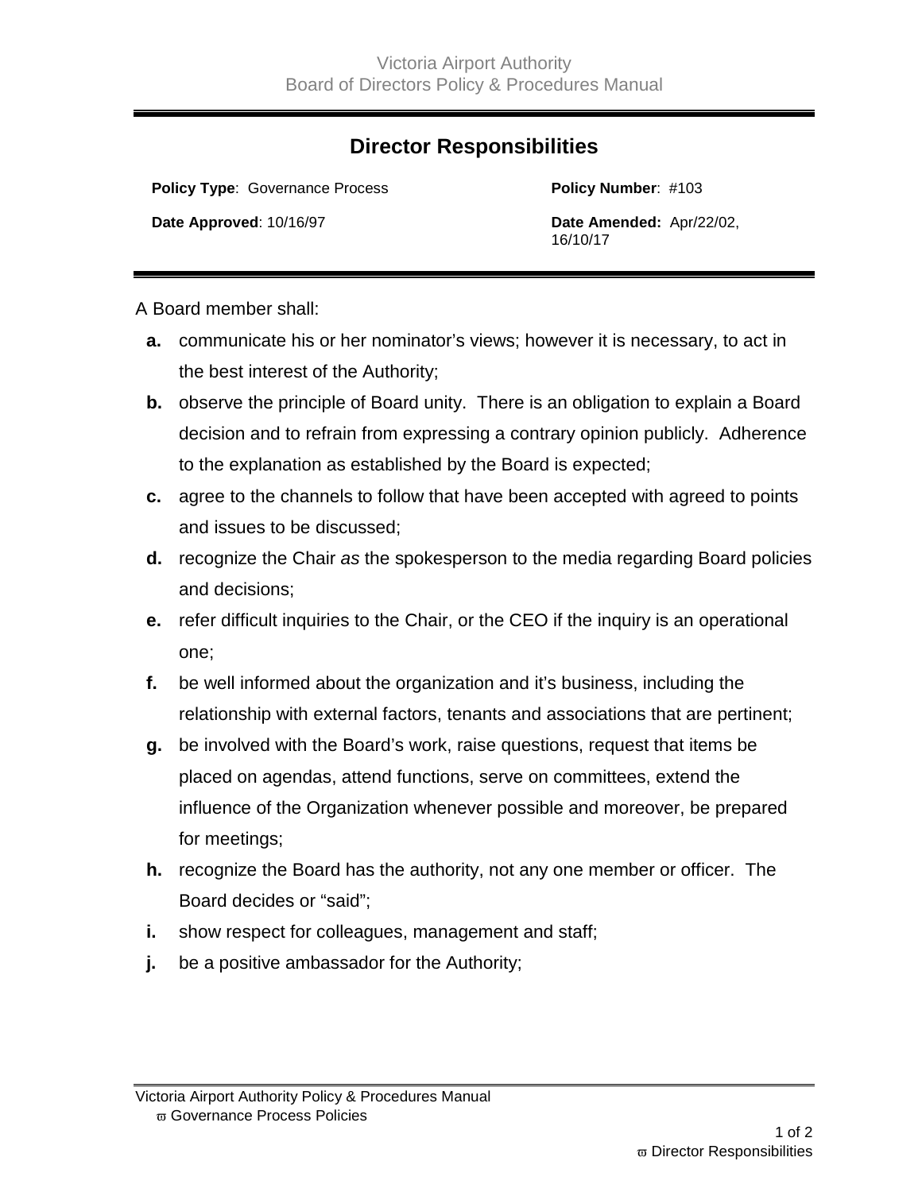## Director Responsibilities

| **Policy Type**: Governance Process | **Policy Number**: #103 |
|---|---|
| **Date Approved**: 10/16/97 | **Date Amended:** Apr/22/02, 16/10/17 |

A Board member shall:

**a.** communicate his or her nominator's views; however it is necessary, to act in the best interest of the Authority;

**b.** observe the principle of Board unity. There is an obligation to explain a Board decision and to refrain from expressing a contrary opinion publicly. Adherence to the explanation as established by the Board is expected;

**c.** agree to the channels to follow that have been accepted with agreed to points and issues to be discussed;

**d.** recognize the Chair *as* the spokesperson to the media regarding Board policies and decisions;

**e.** refer difficult inquiries to the Chair, or the CEO if the inquiry is an operational one;

**f.** be well informed about the organization and it's business, including the relationship with external factors, tenants and associations that are pertinent;

**g.** be involved with the Board's work, raise questions, request that items be placed on agendas, attend functions, serve on committees, extend the influence of the Organization whenever possible and moreover, be prepared for meetings;

**h.** recognize the Board has the authority, not any one member or officer. The Board decides or "said";

**i.** show respect for colleagues, management and staff;

**j.** be a positive ambassador for the Authority;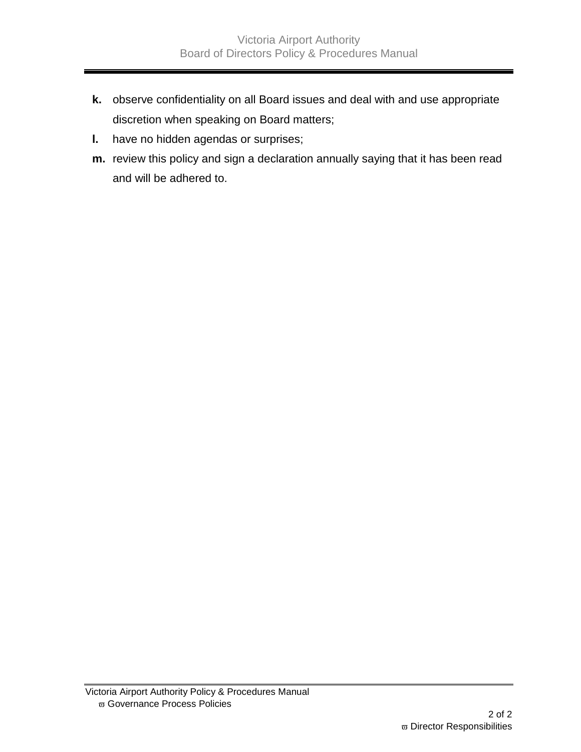**k.** observe confidentiality on all Board issues and deal with and use appropriate discretion when speaking on Board matters;

**l.** have no hidden agendas or surprises;

**m.** review this policy and sign a declaration annually saying that it has been read and will be adhered to.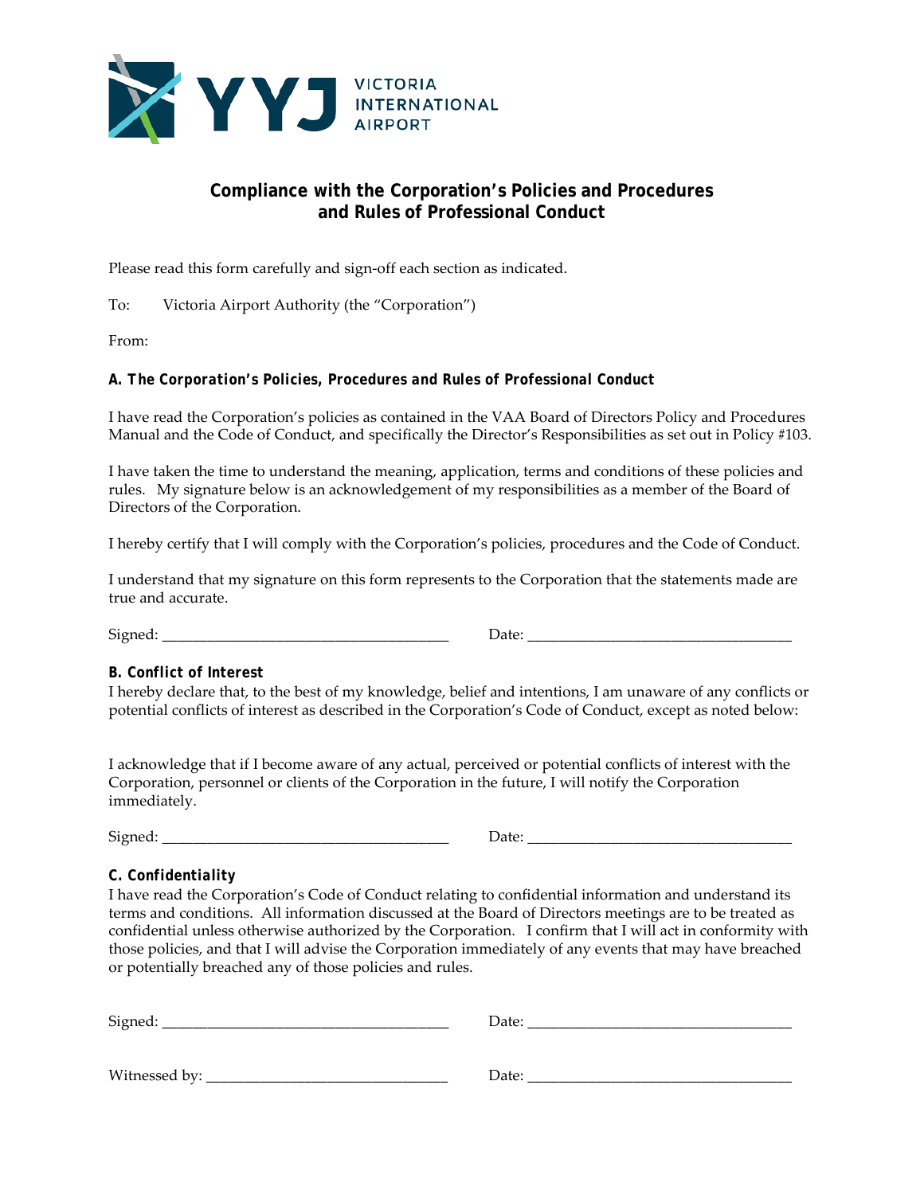## Compliance with the Corporation's Policies and Procedures and Rules of Professional Conduct

Please read this form carefully and sign-off each section as indicated.

To: Victoria Airport Authority (the "Corporation")

From:

**A. The Corporation's Policies, Procedures and Rules of Professional Conduct**

I have read the Corporation's policies as contained in the VAA Board of Directors Policy and Procedures Manual and the Code of Conduct, and specifically the Director's Responsibilities as set out in Policy #103.

I have taken the time to understand the meaning, application, terms and conditions of these policies and rules. My signature below is an acknowledgement of my responsibilities as a member of the Board of Directors of the Corporation.

I hereby certify that I will comply with the Corporation's policies, procedures and the Code of Conduct.

I understand that my signature on this form represents to the Corporation that the statements made are true and accurate.

Signed: _____________________________________ Date: __________________________________

**B. Conflict of Interest**

I hereby declare that, to the best of my knowledge, belief and intentions, I am unaware of any conflicts or potential conflicts of interest as described in the Corporation's Code of Conduct, except as noted below:

I acknowledge that if I become aware of any actual, perceived or potential conflicts of interest with the Corporation, personnel or clients of the Corporation in the future, I will notify the Corporation immediately.

Signed: _____________________________________ Date: __________________________________

**C. Confidentiality**

I have read the Corporation's Code of Conduct relating to confidential information and understand its terms and conditions. All information discussed at the Board of Directors meetings are to be treated as confidential unless otherwise authorized by the Corporation. I confirm that I will act in conformity with those policies, and that I will advise the Corporation immediately of any events that may have breached or potentially breached any of those policies and rules.

Signed: _____________________________________ Date: __________________________________

Witnessed by: _______________________________ Date: __________________________________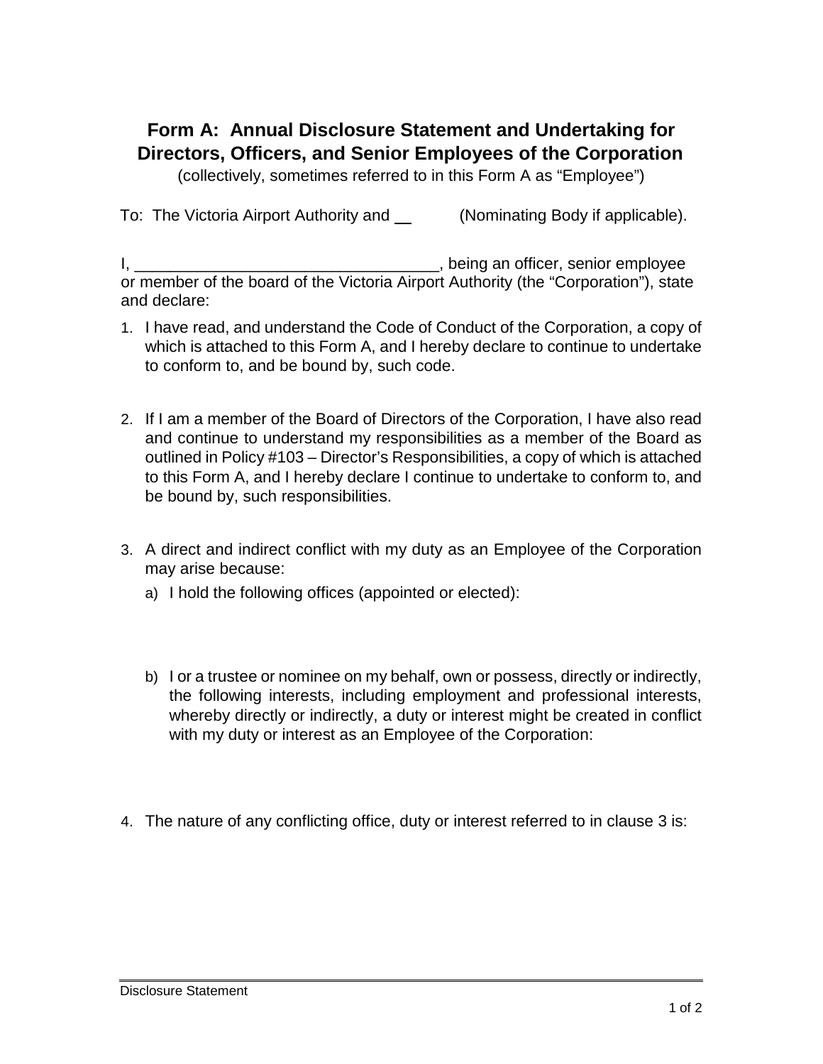# Form A: Annual Disclosure Statement and Undertaking for Directors, Officers, and Senior Employees of the Corporation

(collectively, sometimes referred to in this Form A as "Employee")

To: The Victoria Airport Authority and __ (Nominating Body if applicable).

I, ________________________________, being an officer, senior employee or member of the board of the Victoria Airport Authority (the "Corporation"), state and declare:

1. I have read, and understand the Code of Conduct of the Corporation, a copy of which is attached to this Form A, and I hereby declare to continue to undertake to conform to, and be bound by, such code.

2. If I am a member of the Board of Directors of the Corporation, I have also read and continue to understand my responsibilities as a member of the Board as outlined in Policy #103 – Director's Responsibilities, a copy of which is attached to this Form A, and I hereby declare I continue to undertake to conform to, and be bound by, such responsibilities.

3. A direct and indirect conflict with my duty as an Employee of the Corporation may arise because:
   a) I hold the following offices (appointed or elected):

   b) I or a trustee or nominee on my behalf, own or possess, directly or indirectly, the following interests, including employment and professional interests, whereby directly or indirectly, a duty or interest might be created in conflict with my duty or interest as an Employee of the Corporation:

4. The nature of any conflicting office, duty or interest referred to in clause 3 is: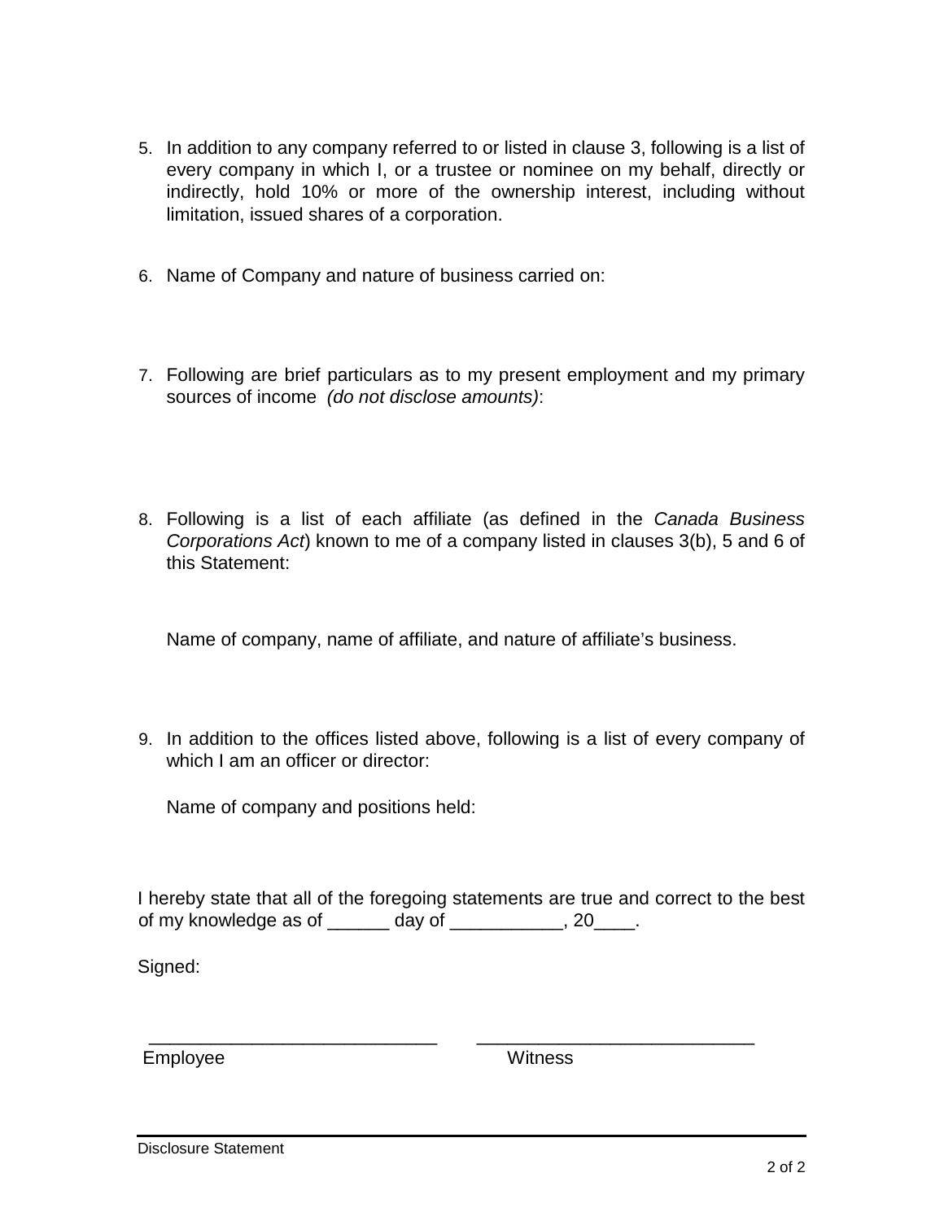5. In addition to any company referred to or listed in clause 3, following is a list of every company in which I, or a trustee or nominee on my behalf, directly or indirectly, hold 10% or more of the ownership interest, including without limitation, issued shares of a corporation.

6. Name of Company and nature of business carried on:

7. Following are brief particulars as to my present employment and my primary sources of income *(do not disclose amounts)*:

8. Following is a list of each affiliate (as defined in the *Canada Business Corporations Act*) known to me of a company listed in clauses 3(b), 5 and 6 of this Statement:

   Name of company, name of affiliate, and nature of affiliate's business.

9. In addition to the offices listed above, following is a list of every company of which I am an officer or director:

   Name of company and positions held:

I hereby state that all of the foregoing statements are true and correct to the best of my knowledge as of ______ day of ___________, 20____.

Signed:

_____________________________ _____________________________
Employee Witness

Disclosure Statement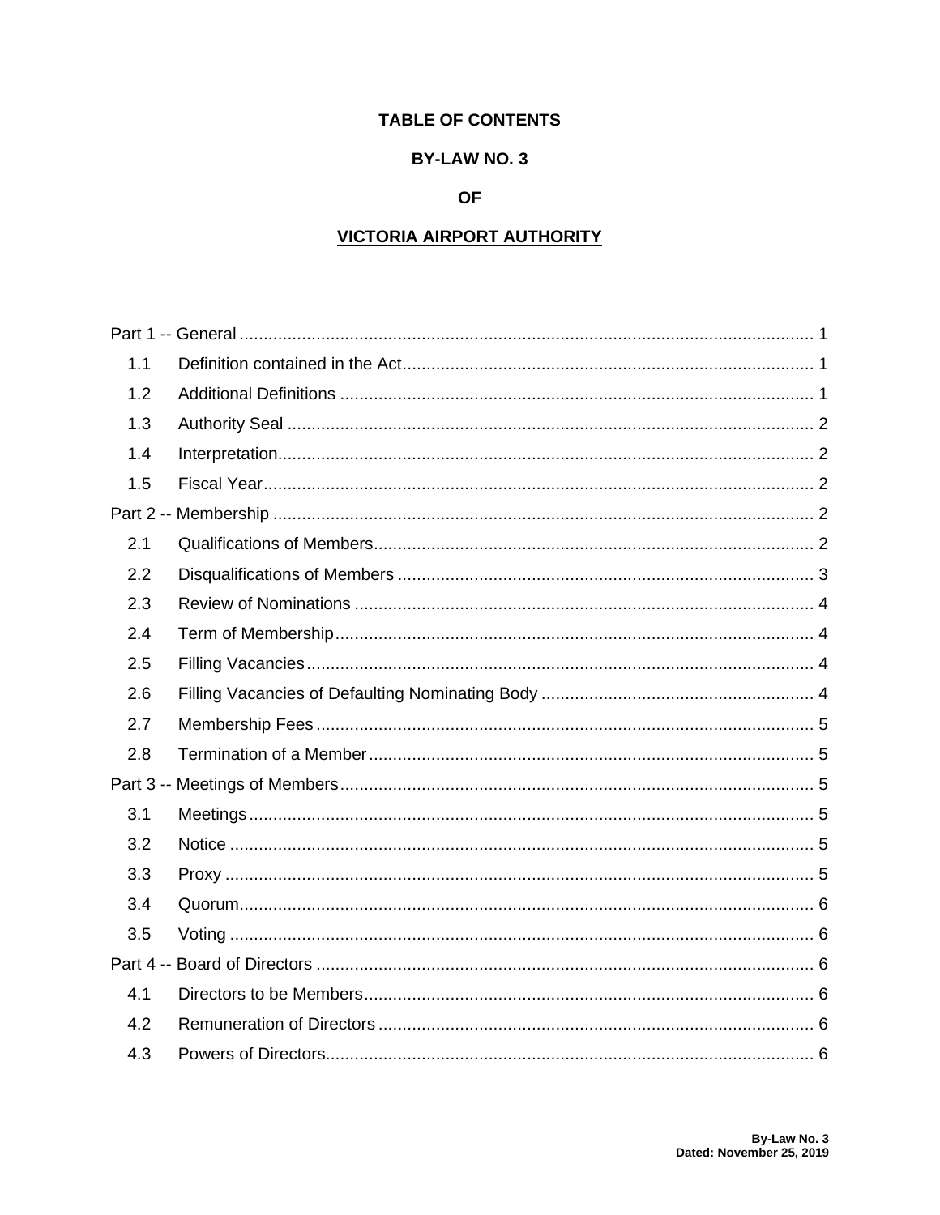# TABLE OF CONTENTS

# BY-LAW NO. 3

# OF

# VICTORIA AIRPORT AUTHORITY

Part 1 -- General ........................................................................................................ 1

- 1.1 Definition contained in the Act..................................................................................... 1
- 1.2 Additional Definitions .................................................................................................. 1
- 1.3 Authority Seal ............................................................................................................. 2
- 1.4 Interpretation............................................................................................................... 2
- 1.5 Fiscal Year.................................................................................................................. 2

Part 2 -- Membership ................................................................................................. 2

- 2.1 Qualifications of Members........................................................................................... 2
- 2.2 Disqualifications of Members ...................................................................................... 3
- 2.3 Review of Nominations ............................................................................................... 4
- 2.4 Term of Membership................................................................................................... 4
- 2.5 Filling Vacancies......................................................................................................... 4
- 2.6 Filling Vacancies of Defaulting Nominating Body ........................................................ 4
- 2.7 Membership Fees ....................................................................................................... 5
- 2.8 Termination of a Member............................................................................................ 5

Part 3 -- Meetings of Members.................................................................................. 5

- 3.1 Meetings..................................................................................................................... 5
- 3.2 Notice ......................................................................................................................... 5
- 3.3 Proxy .......................................................................................................................... 5
- 3.4 Quorum....................................................................................................................... 6
- 3.5 Voting ......................................................................................................................... 6

Part 4 -- Board of Directors ....................................................................................... 6

- 4.1 Directors to be Members............................................................................................. 6
- 4.2 Remuneration of Directors .......................................................................................... 6
- 4.3 Powers of Directors..................................................................................................... 6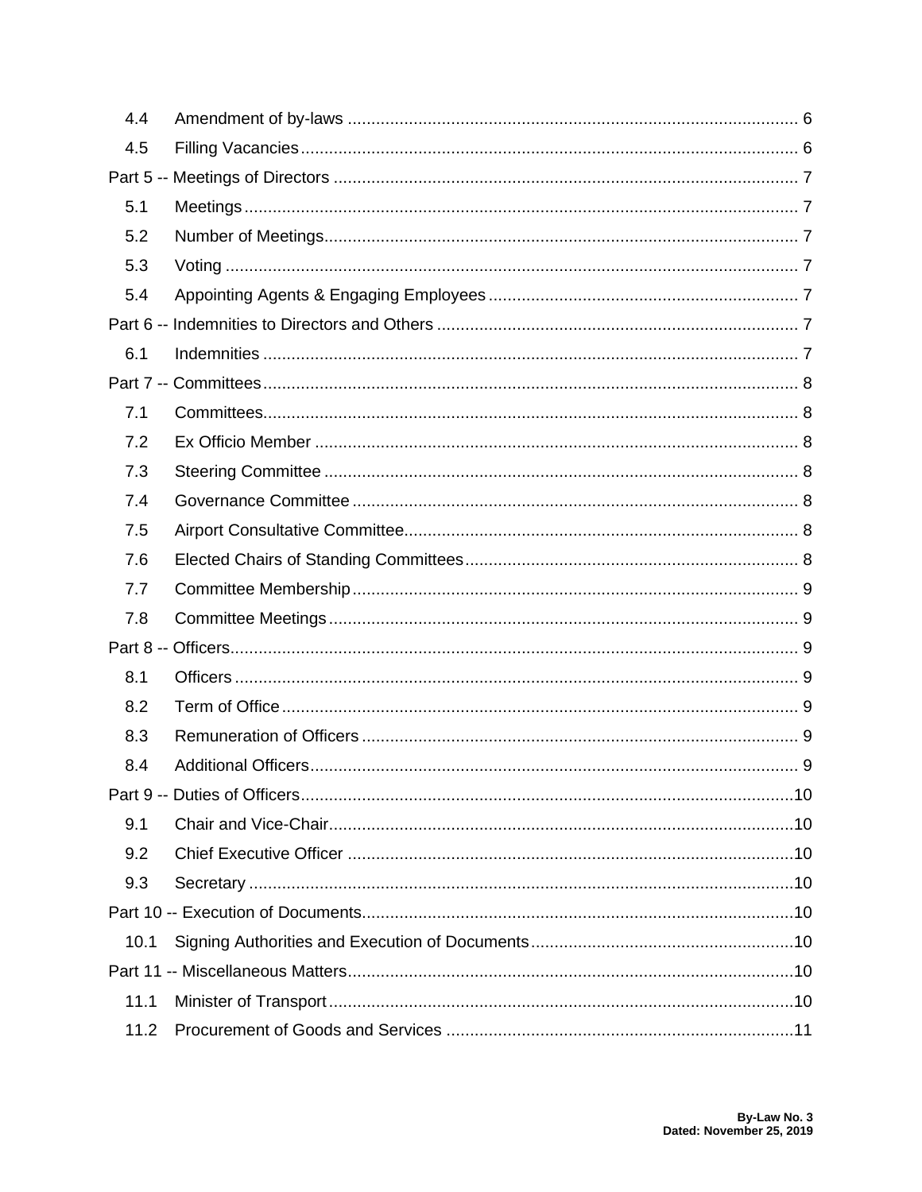| | | |
|---|---|---|
| 4.4 | Amendment of by-laws | 6 |
| 4.5 | Filling Vacancies | 6 |
| Part 5 -- Meetings of Directors | | 7 |
| 5.1 | Meetings | 7 |
| 5.2 | Number of Meetings | 7 |
| 5.3 | Voting | 7 |
| 5.4 | Appointing Agents & Engaging Employees | 7 |
| Part 6 -- Indemnities to Directors and Others | | 7 |
| 6.1 | Indemnities | 7 |
| Part 7 -- Committees | | 8 |
| 7.1 | Committees | 8 |
| 7.2 | Ex Officio Member | 8 |
| 7.3 | Steering Committee | 8 |
| 7.4 | Governance Committee | 8 |
| 7.5 | Airport Consultative Committee | 8 |
| 7.6 | Elected Chairs of Standing Committees | 8 |
| 7.7 | Committee Membership | 9 |
| 7.8 | Committee Meetings | 9 |
| Part 8 -- Officers | | 9 |
| 8.1 | Officers | 9 |
| 8.2 | Term of Office | 9 |
| 8.3 | Remuneration of Officers | 9 |
| 8.4 | Additional Officers | 9 |
| Part 9 -- Duties of Officers | | 10 |
| 9.1 | Chair and Vice-Chair | 10 |
| 9.2 | Chief Executive Officer | 10 |
| 9.3 | Secretary | 10 |
| Part 10 -- Execution of Documents | | 10 |
| 10.1 | Signing Authorities and Execution of Documents | 10 |
| Part 11 -- Miscellaneous Matters | | 10 |
| 11.1 | Minister of Transport | 10 |
| 11.2 | Procurement of Goods and Services | 11 |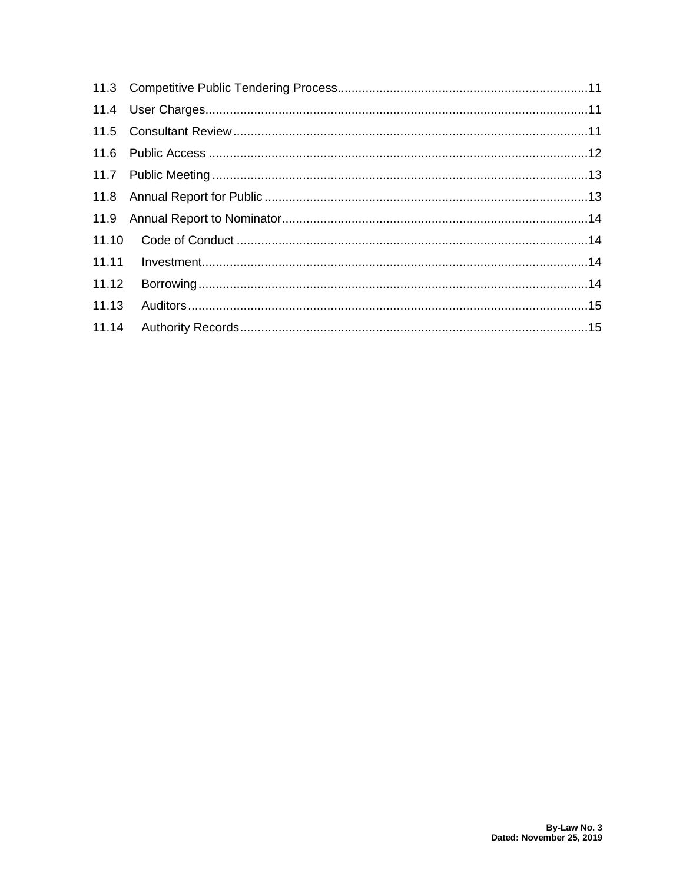11.3 Competitive Public Tendering Process ........................................................................ 11
11.4 User Charges ........................................................................................................... 11
11.5 Consultant Review ................................................................................................... 11
11.6 Public Access ........................................................................................................... 12
11.7 Public Meeting .......................................................................................................... 13
11.8 Annual Report for Public .......................................................................................... 13
11.9 Annual Report to Nominator ..................................................................................... 14
11.10 Code of Conduct ................................................................................................... 14
11.11 Investment ............................................................................................................. 14
11.12 Borrowing .............................................................................................................. 14
11.13 Auditors ................................................................................................................. 15
11.14 Authority Records .................................................................................................. 15

**By-Law No. 3**
**Dated: November 25, 2019**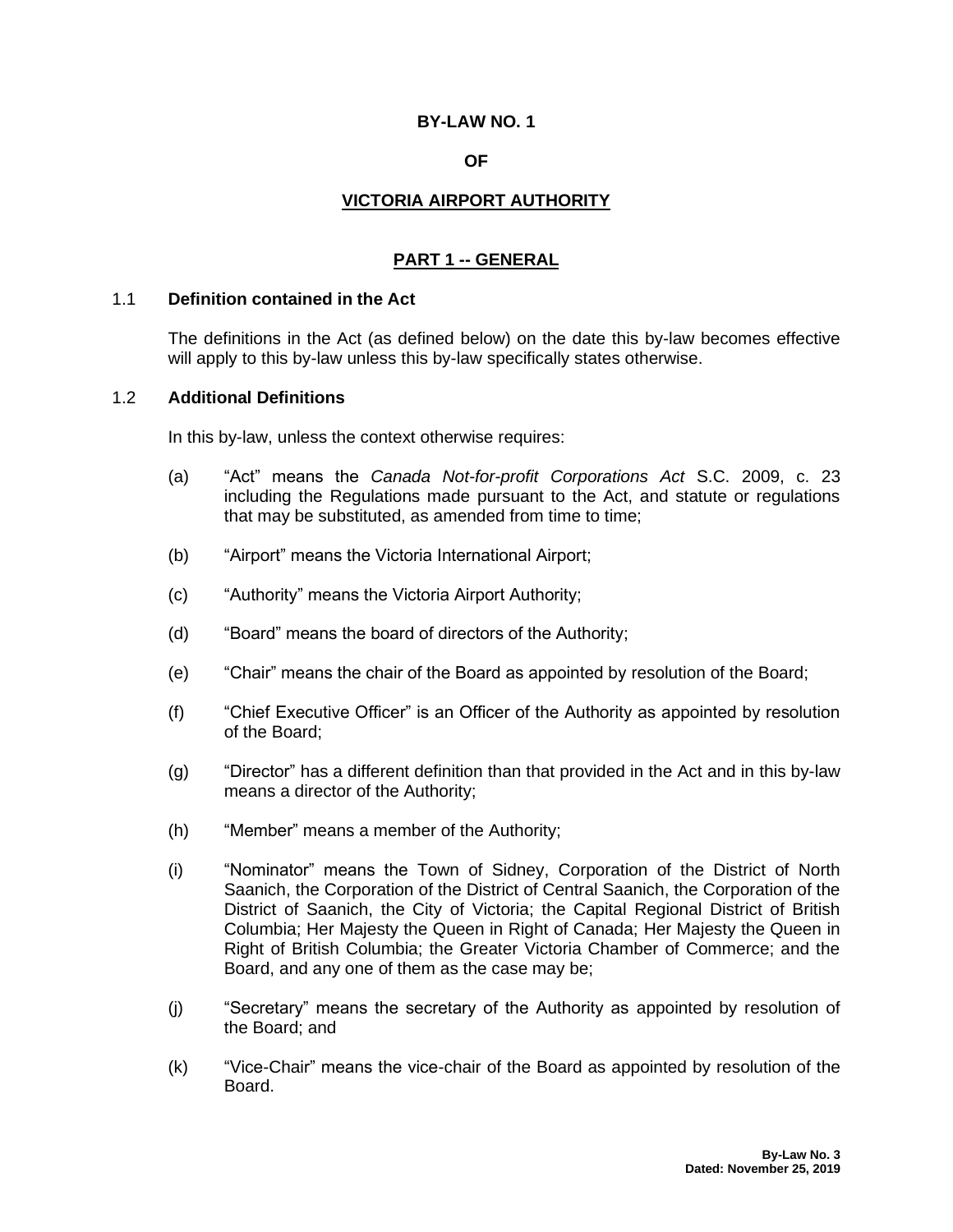**BY-LAW NO. 1**

**OF**

**VICTORIA AIRPORT AUTHORITY**

## PART 1 -- GENERAL

1.1 **Definition contained in the Act**

The definitions in the Act (as defined below) on the date this by-law becomes effective will apply to this by-law unless this by-law specifically states otherwise.

1.2 **Additional Definitions**

In this by-law, unless the context otherwise requires:

(a) “Act” means the *Canada Not-for-profit Corporations Act* S.C. 2009, c. 23 including the Regulations made pursuant to the Act, and statute or regulations that may be substituted, as amended from time to time;

(b) “Airport” means the Victoria International Airport;

(c) “Authority” means the Victoria Airport Authority;

(d) “Board” means the board of directors of the Authority;

(e) “Chair” means the chair of the Board as appointed by resolution of the Board;

(f) “Chief Executive Officer” is an Officer of the Authority as appointed by resolution of the Board;

(g) “Director” has a different definition than that provided in the Act and in this by-law means a director of the Authority;

(h) “Member” means a member of the Authority;

(i) “Nominator” means the Town of Sidney, Corporation of the District of North Saanich, the Corporation of the District of Central Saanich, the Corporation of the District of Saanich, the City of Victoria; the Capital Regional District of British Columbia; Her Majesty the Queen in Right of Canada; Her Majesty the Queen in Right of British Columbia; the Greater Victoria Chamber of Commerce; and the Board, and any one of them as the case may be;

(j) “Secretary” means the secretary of the Authority as appointed by resolution of the Board; and

(k) “Vice-Chair” means the vice-chair of the Board as appointed by resolution of the Board.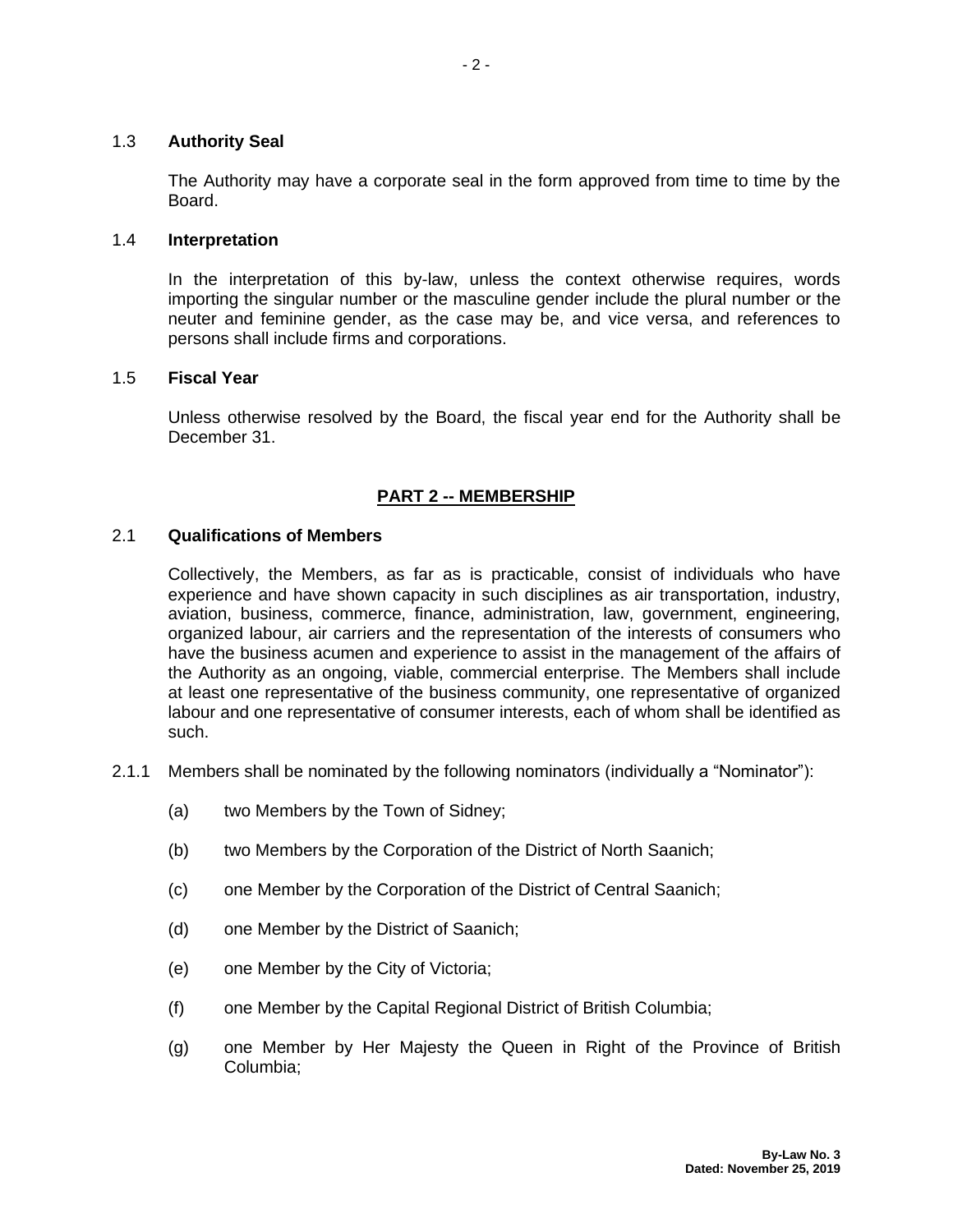### 1.3 **Authority Seal**

The Authority may have a corporate seal in the form approved from time to time by the Board.

### 1.4 **Interpretation**

In the interpretation of this by-law, unless the context otherwise requires, words importing the singular number or the masculine gender include the plural number or the neuter and feminine gender, as the case may be, and vice versa, and references to persons shall include firms and corporations.

### 1.5 **Fiscal Year**

Unless otherwise resolved by the Board, the fiscal year end for the Authority shall be December 31.

## PART 2 -- MEMBERSHIP

### 2.1 **Qualifications of Members**

Collectively, the Members, as far as is practicable, consist of individuals who have experience and have shown capacity in such disciplines as air transportation, industry, aviation, business, commerce, finance, administration, law, government, engineering, organized labour, air carriers and the representation of the interests of consumers who have the business acumen and experience to assist in the management of the affairs of the Authority as an ongoing, viable, commercial enterprise. The Members shall include at least one representative of the business community, one representative of organized labour and one representative of consumer interests, each of whom shall be identified as such.

2.1.1 Members shall be nominated by the following nominators (individually a "Nominator"):

(a) two Members by the Town of Sidney;

(b) two Members by the Corporation of the District of North Saanich;

(c) one Member by the Corporation of the District of Central Saanich;

(d) one Member by the District of Saanich;

(e) one Member by the City of Victoria;

(f) one Member by the Capital Regional District of British Columbia;

(g) one Member by Her Majesty the Queen in Right of the Province of British Columbia;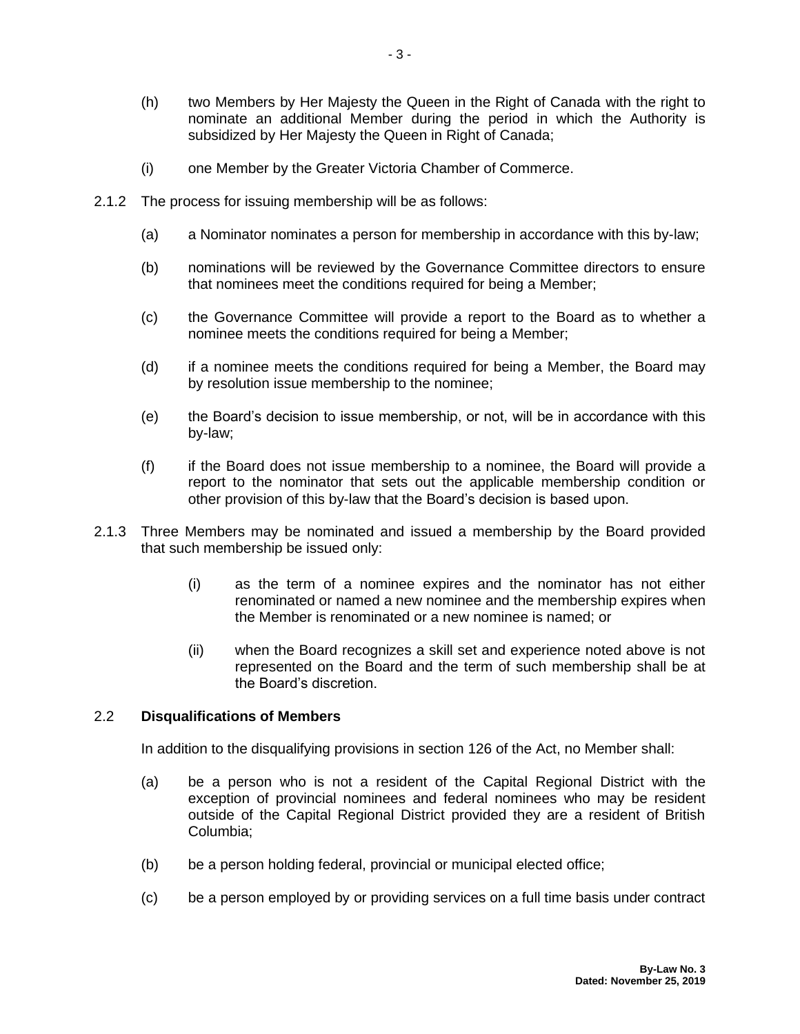(h) two Members by Her Majesty the Queen in the Right of Canada with the right to nominate an additional Member during the period in which the Authority is subsidized by Her Majesty the Queen in Right of Canada;

(i) one Member by the Greater Victoria Chamber of Commerce.

2.1.2 The process for issuing membership will be as follows:

(a) a Nominator nominates a person for membership in accordance with this by-law;

(b) nominations will be reviewed by the Governance Committee directors to ensure that nominees meet the conditions required for being a Member;

(c) the Governance Committee will provide a report to the Board as to whether a nominee meets the conditions required for being a Member;

(d) if a nominee meets the conditions required for being a Member, the Board may by resolution issue membership to the nominee;

(e) the Board's decision to issue membership, or not, will be in accordance with this by-law;

(f) if the Board does not issue membership to a nominee, the Board will provide a report to the nominator that sets out the applicable membership condition or other provision of this by-law that the Board's decision is based upon.

2.1.3 Three Members may be nominated and issued a membership by the Board provided that such membership be issued only:

(i) as the term of a nominee expires and the nominator has not either renominated or named a new nominee and the membership expires when the Member is renominated or a new nominee is named; or

(ii) when the Board recognizes a skill set and experience noted above is not represented on the Board and the term of such membership shall be at the Board's discretion.

2.2 **Disqualifications of Members**

In addition to the disqualifying provisions in section 126 of the Act, no Member shall:

(a) be a person who is not a resident of the Capital Regional District with the exception of provincial nominees and federal nominees who may be resident outside of the Capital Regional District provided they are a resident of British Columbia;

(b) be a person holding federal, provincial or municipal elected office;

(c) be a person employed by or providing services on a full time basis under contract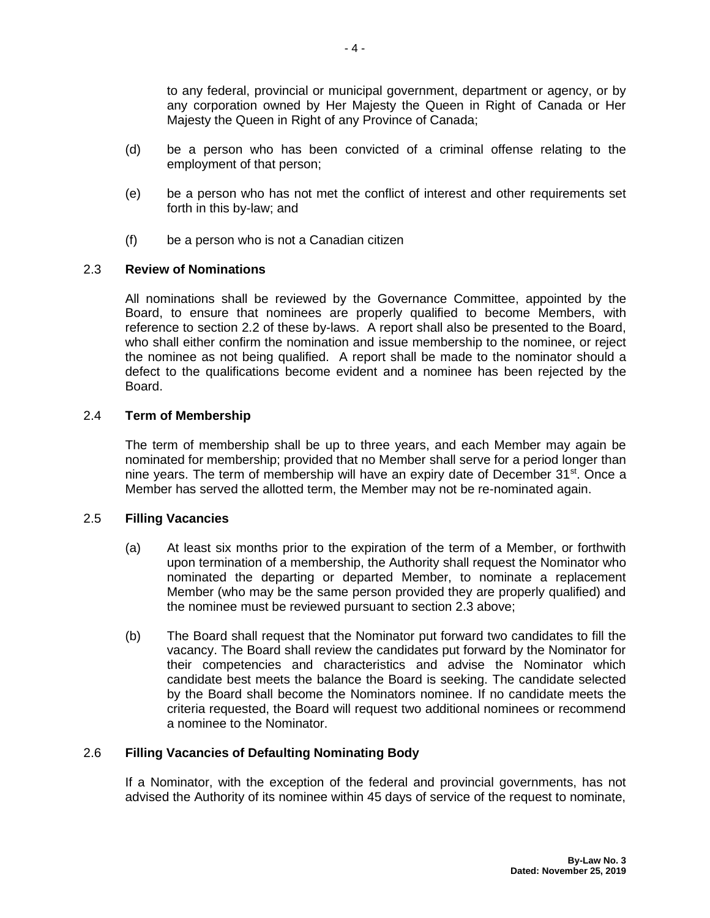to any federal, provincial or municipal government, department or agency, or by any corporation owned by Her Majesty the Queen in Right of Canada or Her Majesty the Queen in Right of any Province of Canada;

(d) be a person who has been convicted of a criminal offense relating to the employment of that person;

(e) be a person who has not met the conflict of interest and other requirements set forth in this by-law; and

(f) be a person who is not a Canadian citizen

## 2.3 Review of Nominations

All nominations shall be reviewed by the Governance Committee, appointed by the Board, to ensure that nominees are properly qualified to become Members, with reference to section 2.2 of these by-laws. A report shall also be presented to the Board, who shall either confirm the nomination and issue membership to the nominee, or reject the nominee as not being qualified. A report shall be made to the nominator should a defect to the qualifications become evident and a nominee has been rejected by the Board.

## 2.4 Term of Membership

The term of membership shall be up to three years, and each Member may again be nominated for membership; provided that no Member shall serve for a period longer than nine years. The term of membership will have an expiry date of December 31st. Once a Member has served the allotted term, the Member may not be re-nominated again.

## 2.5 Filling Vacancies

(a) At least six months prior to the expiration of the term of a Member, or forthwith upon termination of a membership, the Authority shall request the Nominator who nominated the departing or departed Member, to nominate a replacement Member (who may be the same person provided they are properly qualified) and the nominee must be reviewed pursuant to section 2.3 above;

(b) The Board shall request that the Nominator put forward two candidates to fill the vacancy. The Board shall review the candidates put forward by the Nominator for their competencies and characteristics and advise the Nominator which candidate best meets the balance the Board is seeking. The candidate selected by the Board shall become the Nominators nominee. If no candidate meets the criteria requested, the Board will request two additional nominees or recommend a nominee to the Nominator.

## 2.6 Filling Vacancies of Defaulting Nominating Body

If a Nominator, with the exception of the federal and provincial governments, has not advised the Authority of its nominee within 45 days of service of the request to nominate,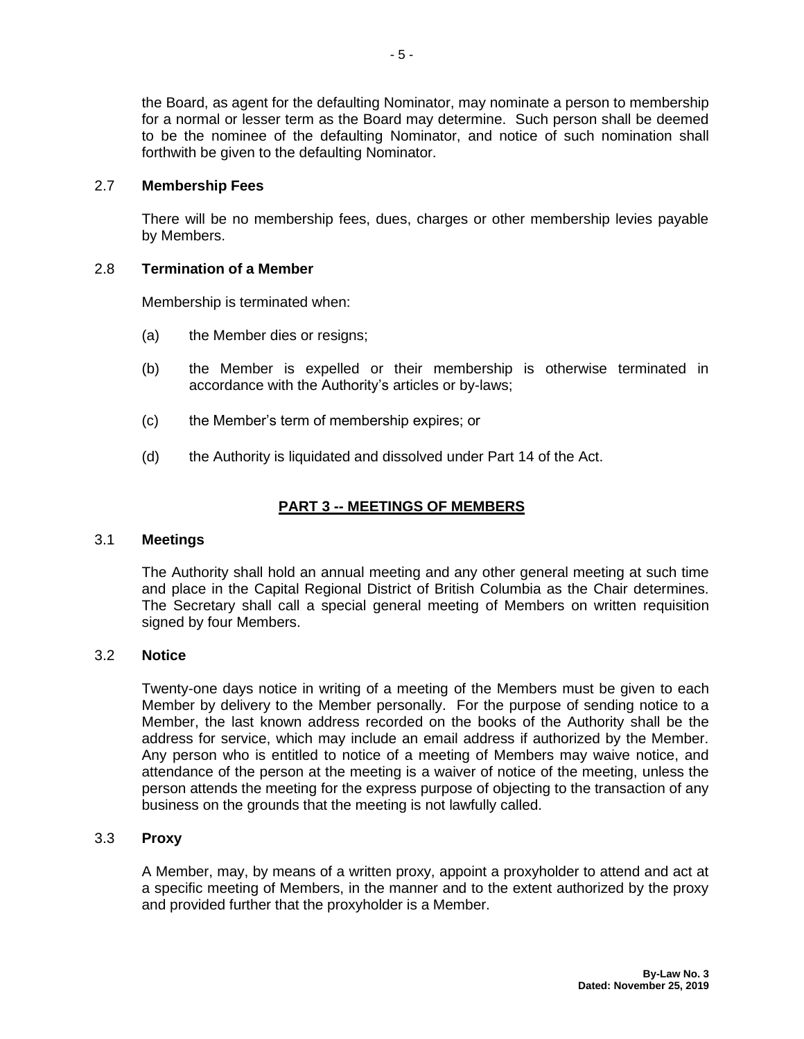the Board, as agent for the defaulting Nominator, may nominate a person to membership for a normal or lesser term as the Board may determine. Such person shall be deemed to be the nominee of the defaulting Nominator, and notice of such nomination shall forthwith be given to the defaulting Nominator.

### 2.7 Membership Fees

There will be no membership fees, dues, charges or other membership levies payable by Members.

### 2.8 Termination of a Member

Membership is terminated when:

(a) the Member dies or resigns;

(b) the Member is expelled or their membership is otherwise terminated in accordance with the Authority's articles or by-laws;

(c) the Member's term of membership expires; or

(d) the Authority is liquidated and dissolved under Part 14 of the Act.

## PART 3 -- MEETINGS OF MEMBERS

### 3.1 Meetings

The Authority shall hold an annual meeting and any other general meeting at such time and place in the Capital Regional District of British Columbia as the Chair determines. The Secretary shall call a special general meeting of Members on written requisition signed by four Members.

### 3.2 Notice

Twenty-one days notice in writing of a meeting of the Members must be given to each Member by delivery to the Member personally. For the purpose of sending notice to a Member, the last known address recorded on the books of the Authority shall be the address for service, which may include an email address if authorized by the Member. Any person who is entitled to notice of a meeting of Members may waive notice, and attendance of the person at the meeting is a waiver of notice of the meeting, unless the person attends the meeting for the express purpose of objecting to the transaction of any business on the grounds that the meeting is not lawfully called.

### 3.3 Proxy

A Member, may, by means of a written proxy, appoint a proxyholder to attend and act at a specific meeting of Members, in the manner and to the extent authorized by the proxy and provided further that the proxyholder is a Member.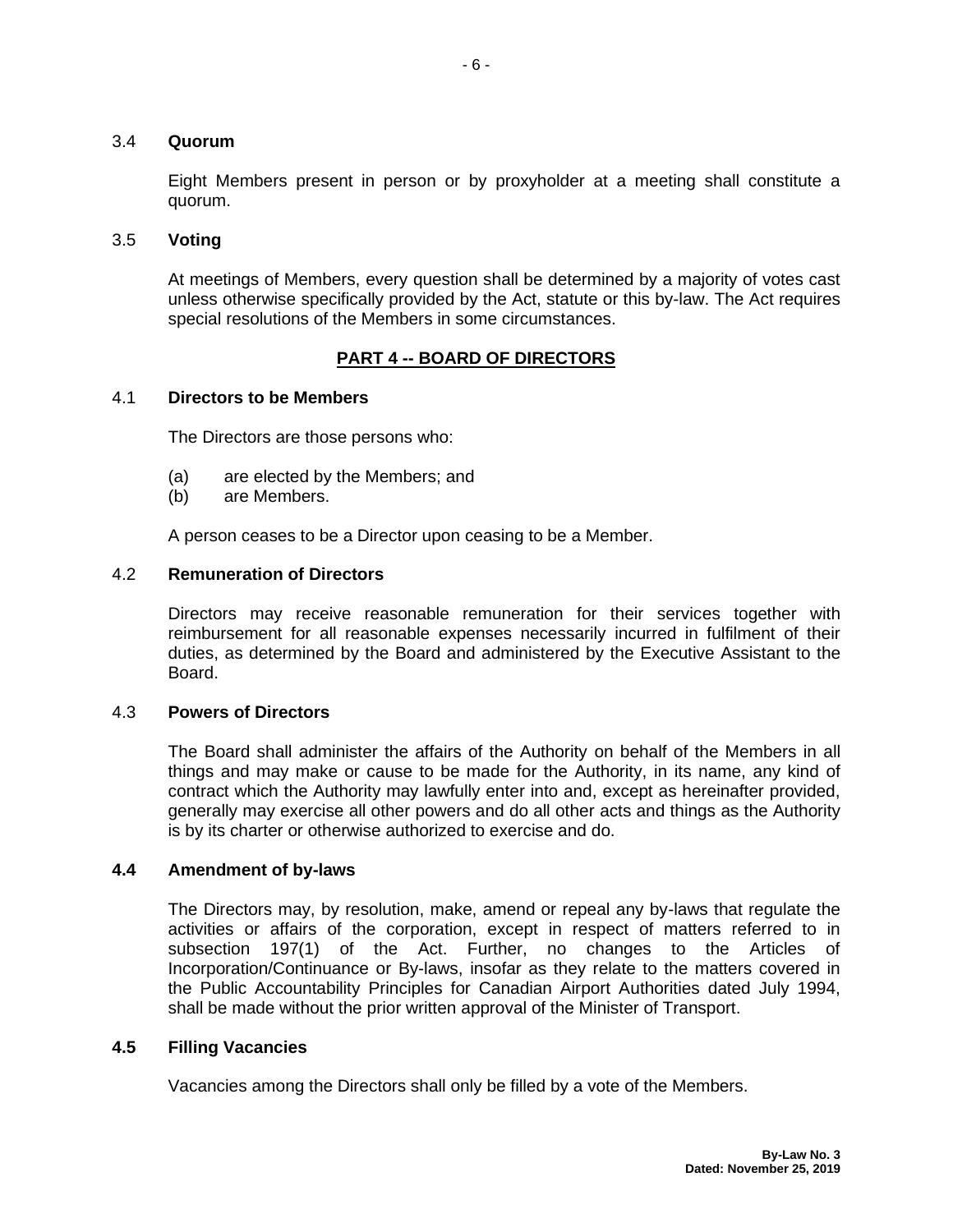### 3.4 **Quorum**

Eight Members present in person or by proxyholder at a meeting shall constitute a quorum.

### 3.5 **Voting**

At meetings of Members, every question shall be determined by a majority of votes cast unless otherwise specifically provided by the Act, statute or this by-law. The Act requires special resolutions of the Members in some circumstances.

## PART 4 -- BOARD OF DIRECTORS

### 4.1 **Directors to be Members**

The Directors are those persons who:

(a) are elected by the Members; and
(b) are Members.

A person ceases to be a Director upon ceasing to be a Member.

### 4.2 **Remuneration of Directors**

Directors may receive reasonable remuneration for their services together with reimbursement for all reasonable expenses necessarily incurred in fulfilment of their duties, as determined by the Board and administered by the Executive Assistant to the Board.

### 4.3 **Powers of Directors**

The Board shall administer the affairs of the Authority on behalf of the Members in all things and may make or cause to be made for the Authority, in its name, any kind of contract which the Authority may lawfully enter into and, except as hereinafter provided, generally may exercise all other powers and do all other acts and things as the Authority is by its charter or otherwise authorized to exercise and do.

### **4.4 Amendment of by-laws**

The Directors may, by resolution, make, amend or repeal any by-laws that regulate the activities or affairs of the corporation, except in respect of matters referred to in subsection 197(1) of the Act. Further, no changes to the Articles of Incorporation/Continuance or By-laws, insofar as they relate to the matters covered in the Public Accountability Principles for Canadian Airport Authorities dated July 1994, shall be made without the prior written approval of the Minister of Transport.

### **4.5 Filling Vacancies**

Vacancies among the Directors shall only be filled by a vote of the Members.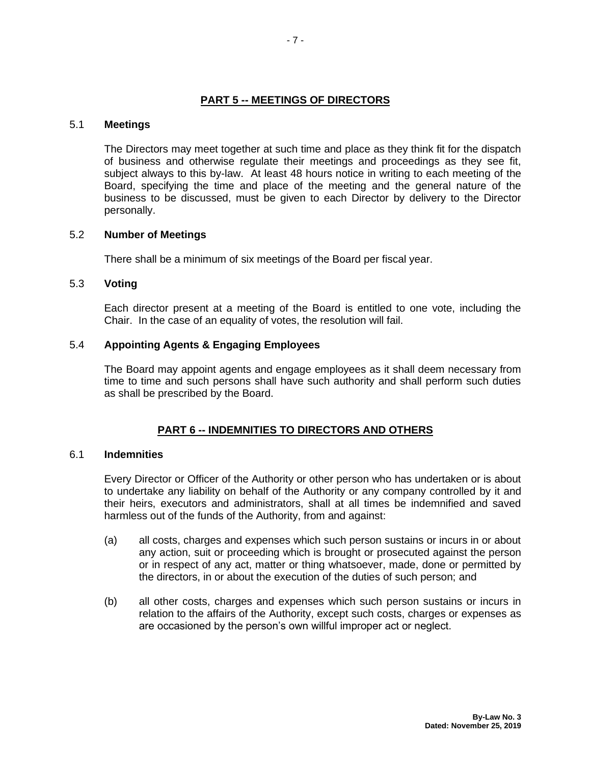## PART 5 -- MEETINGS OF DIRECTORS

### 5.1 Meetings

The Directors may meet together at such time and place as they think fit for the dispatch of business and otherwise regulate their meetings and proceedings as they see fit, subject always to this by-law. At least 48 hours notice in writing to each meeting of the Board, specifying the time and place of the meeting and the general nature of the business to be discussed, must be given to each Director by delivery to the Director personally.

### 5.2 Number of Meetings

There shall be a minimum of six meetings of the Board per fiscal year.

### 5.3 Voting

Each director present at a meeting of the Board is entitled to one vote, including the Chair. In the case of an equality of votes, the resolution will fail.

### 5.4 Appointing Agents & Engaging Employees

The Board may appoint agents and engage employees as it shall deem necessary from time to time and such persons shall have such authority and shall perform such duties as shall be prescribed by the Board.

## PART 6 -- INDEMNITIES TO DIRECTORS AND OTHERS

### 6.1 Indemnities

Every Director or Officer of the Authority or other person who has undertaken or is about to undertake any liability on behalf of the Authority or any company controlled by it and their heirs, executors and administrators, shall at all times be indemnified and saved harmless out of the funds of the Authority, from and against:

(a) all costs, charges and expenses which such person sustains or incurs in or about any action, suit or proceeding which is brought or prosecuted against the person or in respect of any act, matter or thing whatsoever, made, done or permitted by the directors, in or about the execution of the duties of such person; and

(b) all other costs, charges and expenses which such person sustains or incurs in relation to the affairs of the Authority, except such costs, charges or expenses as are occasioned by the person's own willful improper act or neglect.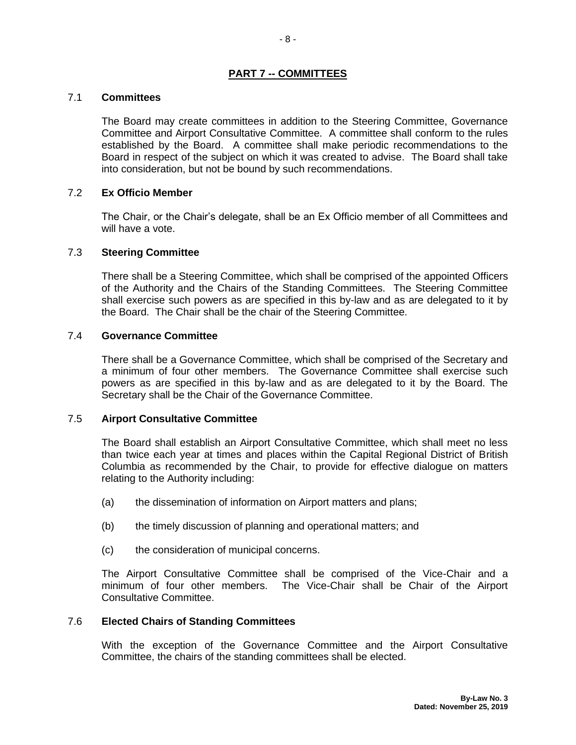## PART 7 -- COMMITTEES

### 7.1 Committees

The Board may create committees in addition to the Steering Committee, Governance Committee and Airport Consultative Committee. A committee shall conform to the rules established by the Board. A committee shall make periodic recommendations to the Board in respect of the subject on which it was created to advise. The Board shall take into consideration, but not be bound by such recommendations.

### 7.2 Ex Officio Member

The Chair, or the Chair's delegate, shall be an Ex Officio member of all Committees and will have a vote.

### 7.3 Steering Committee

There shall be a Steering Committee, which shall be comprised of the appointed Officers of the Authority and the Chairs of the Standing Committees. The Steering Committee shall exercise such powers as are specified in this by-law and as are delegated to it by the Board. The Chair shall be the chair of the Steering Committee.

### 7.4 Governance Committee

There shall be a Governance Committee, which shall be comprised of the Secretary and a minimum of four other members. The Governance Committee shall exercise such powers as are specified in this by-law and as are delegated to it by the Board. The Secretary shall be the Chair of the Governance Committee.

### 7.5 Airport Consultative Committee

The Board shall establish an Airport Consultative Committee, which shall meet no less than twice each year at times and places within the Capital Regional District of British Columbia as recommended by the Chair, to provide for effective dialogue on matters relating to the Authority including:

(a) the dissemination of information on Airport matters and plans;

(b) the timely discussion of planning and operational matters; and

(c) the consideration of municipal concerns.

The Airport Consultative Committee shall be comprised of the Vice-Chair and a minimum of four other members. The Vice-Chair shall be Chair of the Airport Consultative Committee.

### 7.6 Elected Chairs of Standing Committees

With the exception of the Governance Committee and the Airport Consultative Committee, the chairs of the standing committees shall be elected.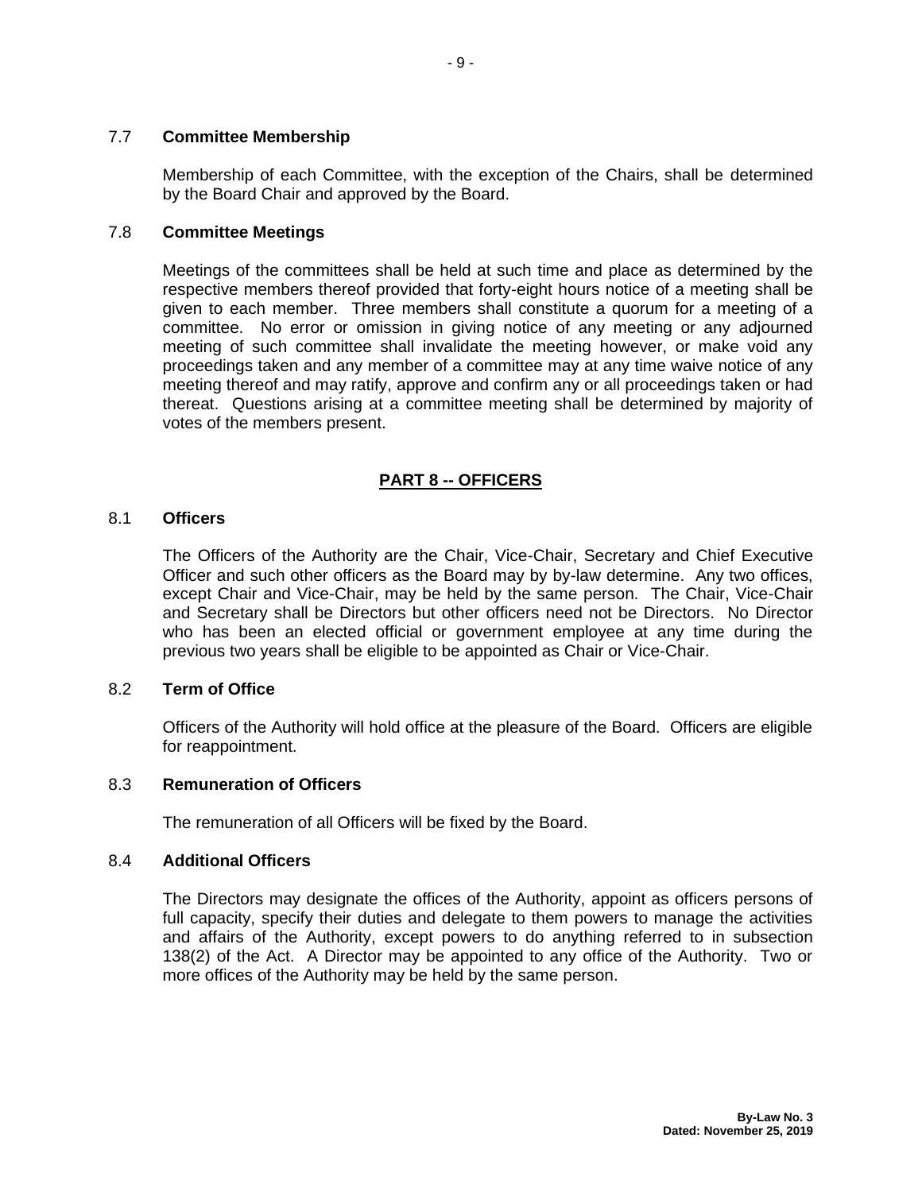### 7.7 Committee Membership

Membership of each Committee, with the exception of the Chairs, shall be determined by the Board Chair and approved by the Board.

### 7.8 Committee Meetings

Meetings of the committees shall be held at such time and place as determined by the respective members thereof provided that forty-eight hours notice of a meeting shall be given to each member. Three members shall constitute a quorum for a meeting of a committee. No error or omission in giving notice of any meeting or any adjourned meeting of such committee shall invalidate the meeting however, or make void any proceedings taken and any member of a committee may at any time waive notice of any meeting thereof and may ratify, approve and confirm any or all proceedings taken or had thereat. Questions arising at a committee meeting shall be determined by majority of votes of the members present.

## PART 8 -- OFFICERS

### 8.1 Officers

The Officers of the Authority are the Chair, Vice-Chair, Secretary and Chief Executive Officer and such other officers as the Board may by by-law determine. Any two offices, except Chair and Vice-Chair, may be held by the same person. The Chair, Vice-Chair and Secretary shall be Directors but other officers need not be Directors. No Director who has been an elected official or government employee at any time during the previous two years shall be eligible to be appointed as Chair or Vice-Chair.

### 8.2 Term of Office

Officers of the Authority will hold office at the pleasure of the Board. Officers are eligible for reappointment.

### 8.3 Remuneration of Officers

The remuneration of all Officers will be fixed by the Board.

### 8.4 Additional Officers

The Directors may designate the offices of the Authority, appoint as officers persons of full capacity, specify their duties and delegate to them powers to manage the activities and affairs of the Authority, except powers to do anything referred to in subsection 138(2) of the Act. A Director may be appointed to any office of the Authority. Two or more offices of the Authority may be held by the same person.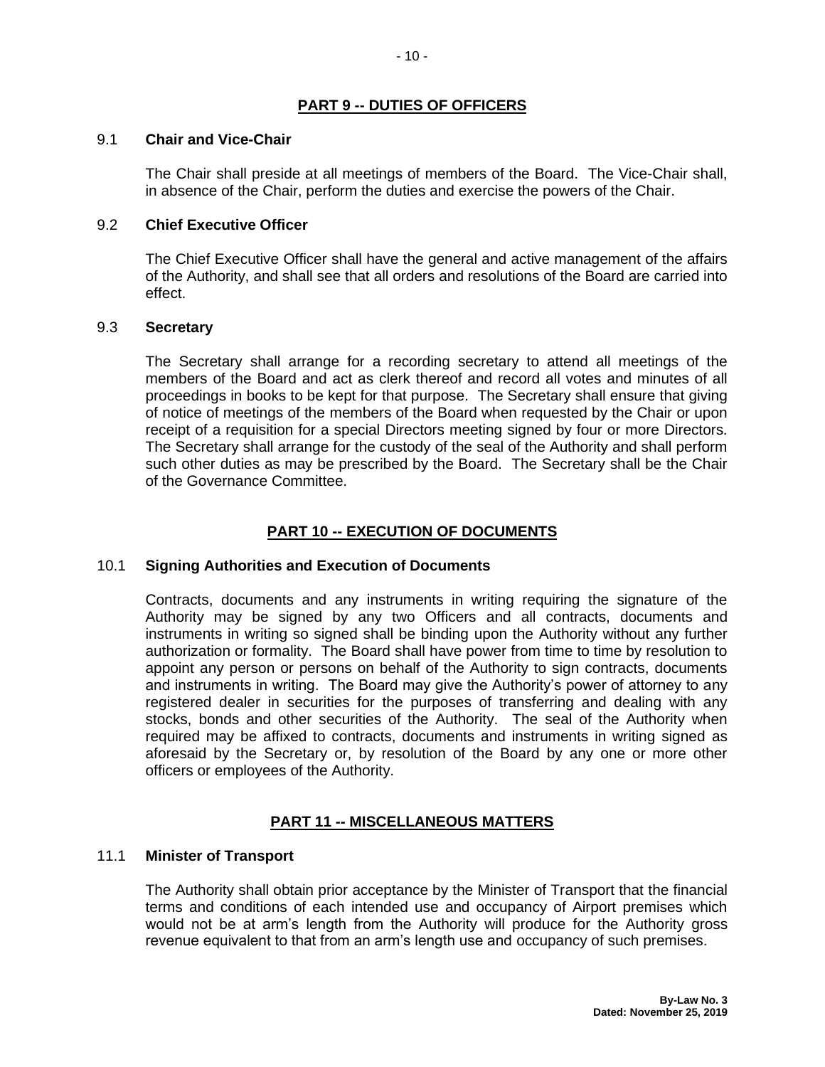## PART 9 -- DUTIES OF OFFICERS

### 9.1 Chair and Vice-Chair

The Chair shall preside at all meetings of members of the Board. The Vice-Chair shall, in absence of the Chair, perform the duties and exercise the powers of the Chair.

### 9.2 Chief Executive Officer

The Chief Executive Officer shall have the general and active management of the affairs of the Authority, and shall see that all orders and resolutions of the Board are carried into effect.

### 9.3 Secretary

The Secretary shall arrange for a recording secretary to attend all meetings of the members of the Board and act as clerk thereof and record all votes and minutes of all proceedings in books to be kept for that purpose. The Secretary shall ensure that giving of notice of meetings of the members of the Board when requested by the Chair or upon receipt of a requisition for a special Directors meeting signed by four or more Directors. The Secretary shall arrange for the custody of the seal of the Authority and shall perform such other duties as may be prescribed by the Board. The Secretary shall be the Chair of the Governance Committee.

## PART 10 -- EXECUTION OF DOCUMENTS

### 10.1 Signing Authorities and Execution of Documents

Contracts, documents and any instruments in writing requiring the signature of the Authority may be signed by any two Officers and all contracts, documents and instruments in writing so signed shall be binding upon the Authority without any further authorization or formality. The Board shall have power from time to time by resolution to appoint any person or persons on behalf of the Authority to sign contracts, documents and instruments in writing. The Board may give the Authority's power of attorney to any registered dealer in securities for the purposes of transferring and dealing with any stocks, bonds and other securities of the Authority. The seal of the Authority when required may be affixed to contracts, documents and instruments in writing signed as aforesaid by the Secretary or, by resolution of the Board by any one or more other officers or employees of the Authority.

## PART 11 -- MISCELLANEOUS MATTERS

### 11.1 Minister of Transport

The Authority shall obtain prior acceptance by the Minister of Transport that the financial terms and conditions of each intended use and occupancy of Airport premises which would not be at arm's length from the Authority will produce for the Authority gross revenue equivalent to that from an arm's length use and occupancy of such premises.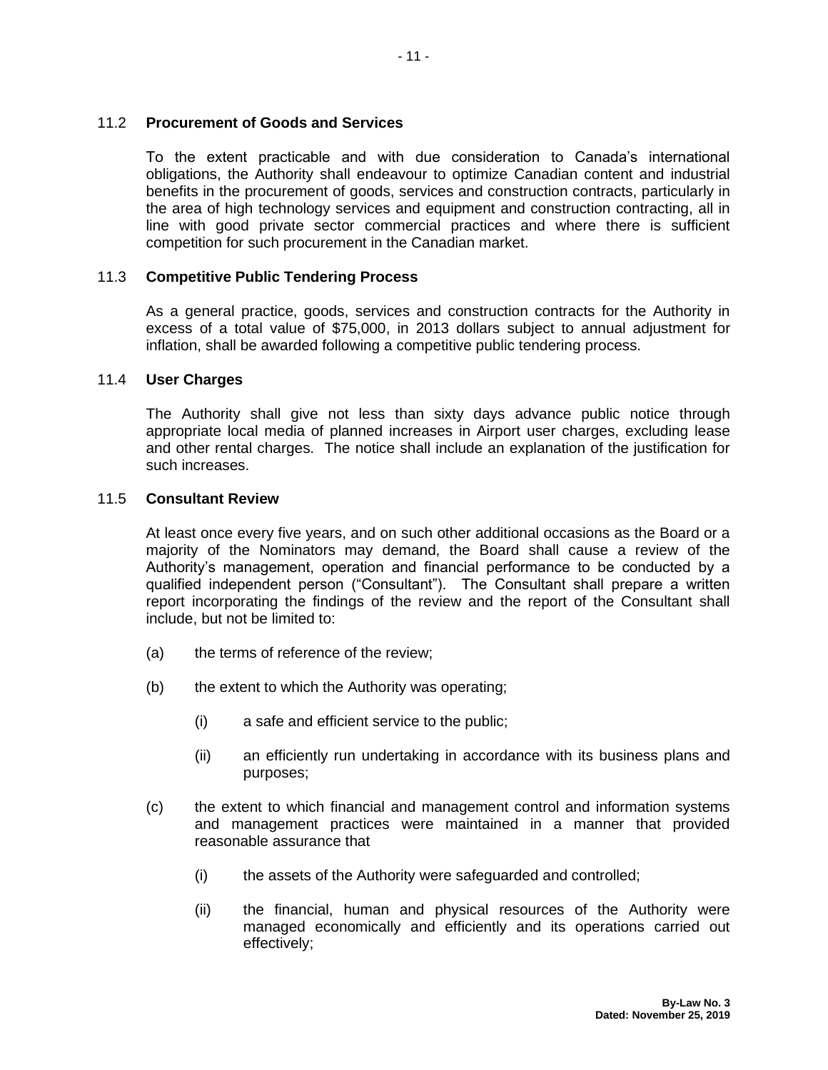### 11.2 **Procurement of Goods and Services**

To the extent practicable and with due consideration to Canada's international obligations, the Authority shall endeavour to optimize Canadian content and industrial benefits in the procurement of goods, services and construction contracts, particularly in the area of high technology services and equipment and construction contracting, all in line with good private sector commercial practices and where there is sufficient competition for such procurement in the Canadian market.

### 11.3 **Competitive Public Tendering Process**

As a general practice, goods, services and construction contracts for the Authority in excess of a total value of $75,000, in 2013 dollars subject to annual adjustment for inflation, shall be awarded following a competitive public tendering process.

### 11.4 **User Charges**

The Authority shall give not less than sixty days advance public notice through appropriate local media of planned increases in Airport user charges, excluding lease and other rental charges. The notice shall include an explanation of the justification for such increases.

### 11.5 **Consultant Review**

At least once every five years, and on such other additional occasions as the Board or a majority of the Nominators may demand, the Board shall cause a review of the Authority's management, operation and financial performance to be conducted by a qualified independent person ("Consultant"). The Consultant shall prepare a written report incorporating the findings of the review and the report of the Consultant shall include, but not be limited to:

(a) the terms of reference of the review;

(b) the extent to which the Authority was operating;

  (i) a safe and efficient service to the public;

  (ii) an efficiently run undertaking in accordance with its business plans and purposes;

(c) the extent to which financial and management control and information systems and management practices were maintained in a manner that provided reasonable assurance that

  (i) the assets of the Authority were safeguarded and controlled;

  (ii) the financial, human and physical resources of the Authority were managed economically and efficiently and its operations carried out effectively;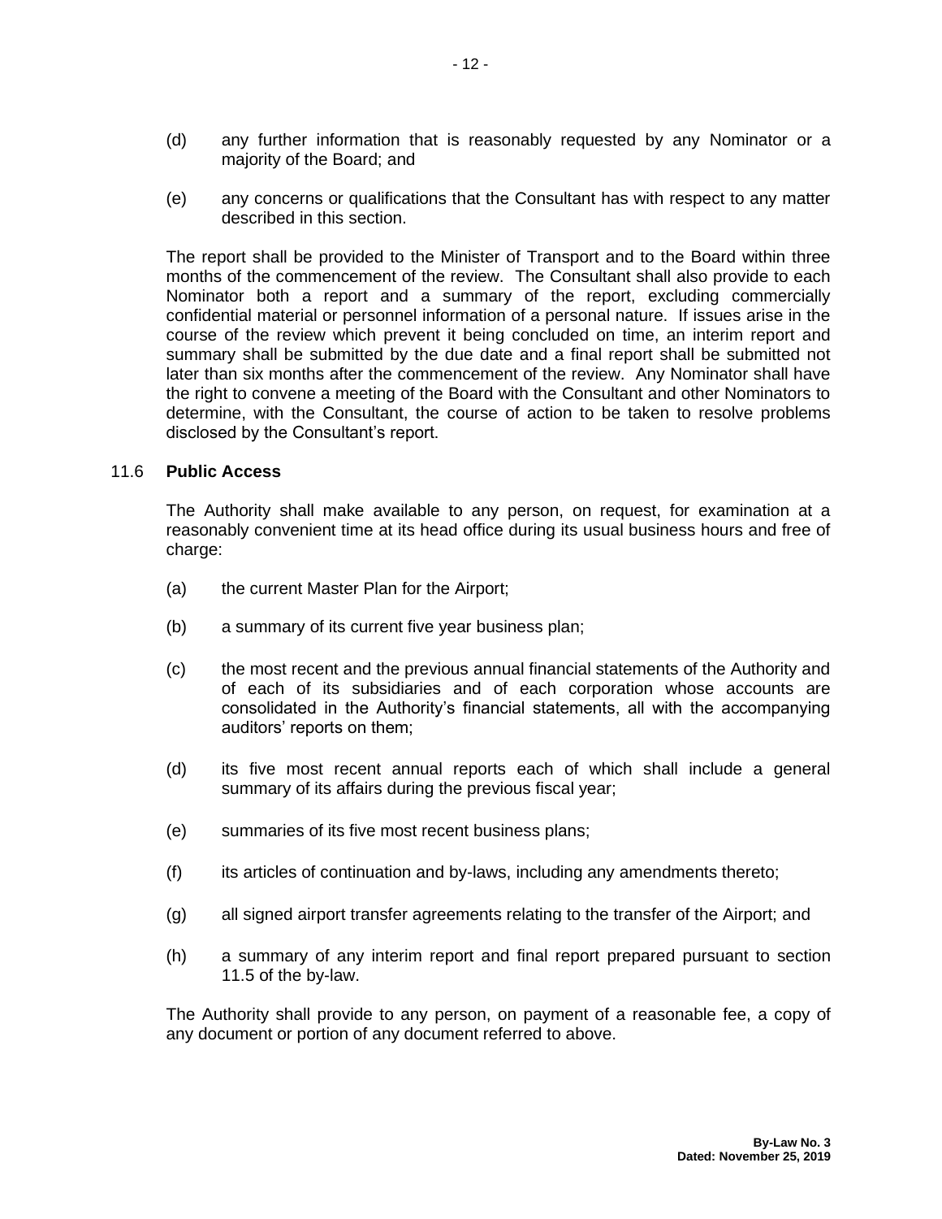(d) any further information that is reasonably requested by any Nominator or a majority of the Board; and

(e) any concerns or qualifications that the Consultant has with respect to any matter described in this section.

The report shall be provided to the Minister of Transport and to the Board within three months of the commencement of the review. The Consultant shall also provide to each Nominator both a report and a summary of the report, excluding commercially confidential material or personnel information of a personal nature. If issues arise in the course of the review which prevent it being concluded on time, an interim report and summary shall be submitted by the due date and a final report shall be submitted not later than six months after the commencement of the review. Any Nominator shall have the right to convene a meeting of the Board with the Consultant and other Nominators to determine, with the Consultant, the course of action to be taken to resolve problems disclosed by the Consultant's report.

### 11.6 **Public Access**

The Authority shall make available to any person, on request, for examination at a reasonably convenient time at its head office during its usual business hours and free of charge:

(a) the current Master Plan for the Airport;

(b) a summary of its current five year business plan;

(c) the most recent and the previous annual financial statements of the Authority and of each of its subsidiaries and of each corporation whose accounts are consolidated in the Authority's financial statements, all with the accompanying auditors' reports on them;

(d) its five most recent annual reports each of which shall include a general summary of its affairs during the previous fiscal year;

(e) summaries of its five most recent business plans;

(f) its articles of continuation and by-laws, including any amendments thereto;

(g) all signed airport transfer agreements relating to the transfer of the Airport; and

(h) a summary of any interim report and final report prepared pursuant to section 11.5 of the by-law.

The Authority shall provide to any person, on payment of a reasonable fee, a copy of any document or portion of any document referred to above.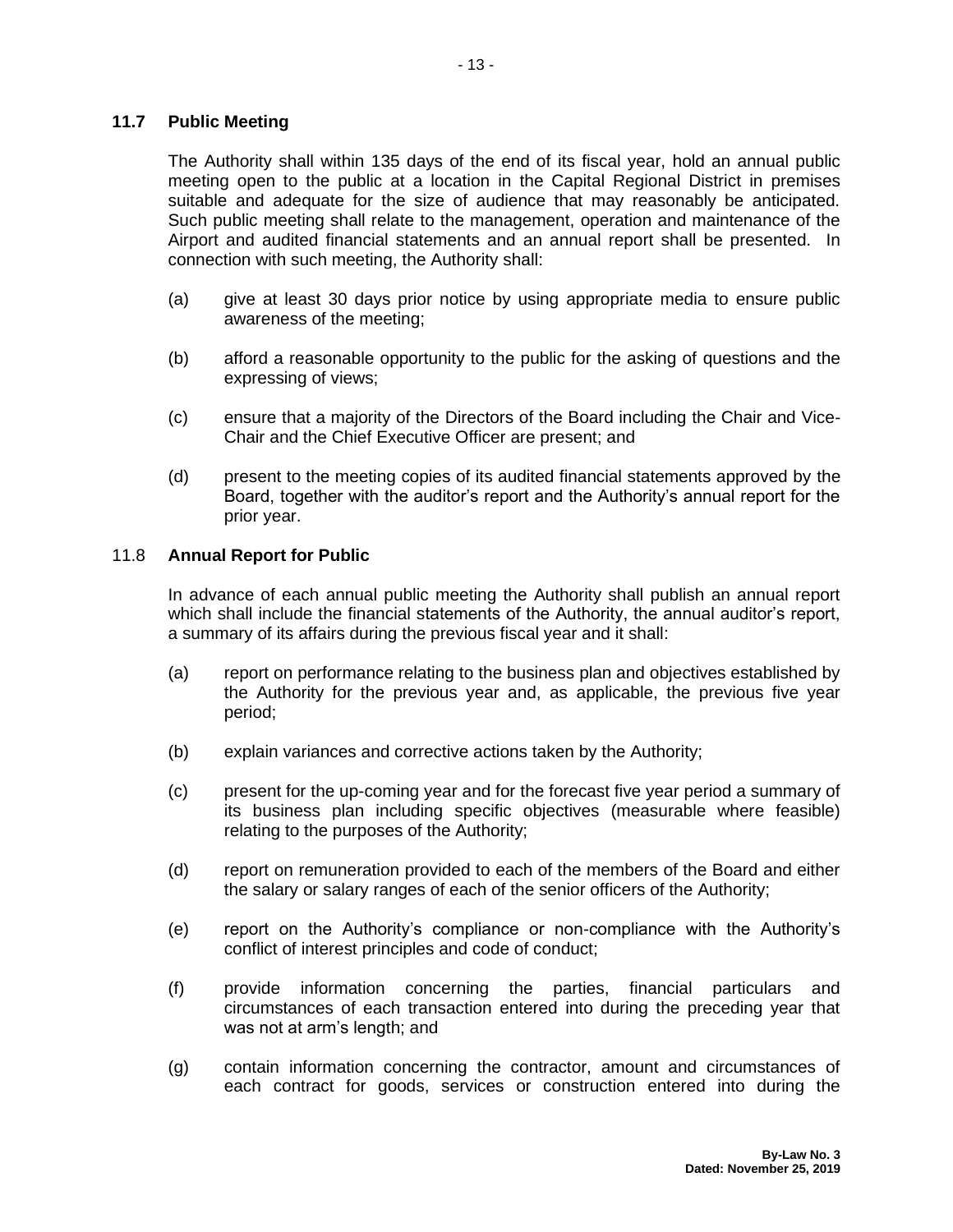### 11.7 Public Meeting

The Authority shall within 135 days of the end of its fiscal year, hold an annual public meeting open to the public at a location in the Capital Regional District in premises suitable and adequate for the size of audience that may reasonably be anticipated. Such public meeting shall relate to the management, operation and maintenance of the Airport and audited financial statements and an annual report shall be presented. In connection with such meeting, the Authority shall:

(a) give at least 30 days prior notice by using appropriate media to ensure public awareness of the meeting;

(b) afford a reasonable opportunity to the public for the asking of questions and the expressing of views;

(c) ensure that a majority of the Directors of the Board including the Chair and Vice-Chair and the Chief Executive Officer are present; and

(d) present to the meeting copies of its audited financial statements approved by the Board, together with the auditor's report and the Authority's annual report for the prior year.

### 11.8 Annual Report for Public

In advance of each annual public meeting the Authority shall publish an annual report which shall include the financial statements of the Authority, the annual auditor's report, a summary of its affairs during the previous fiscal year and it shall:

(a) report on performance relating to the business plan and objectives established by the Authority for the previous year and, as applicable, the previous five year period;

(b) explain variances and corrective actions taken by the Authority;

(c) present for the up-coming year and for the forecast five year period a summary of its business plan including specific objectives (measurable where feasible) relating to the purposes of the Authority;

(d) report on remuneration provided to each of the members of the Board and either the salary or salary ranges of each of the senior officers of the Authority;

(e) report on the Authority's compliance or non-compliance with the Authority's conflict of interest principles and code of conduct;

(f) provide information concerning the parties, financial particulars and circumstances of each transaction entered into during the preceding year that was not at arm's length; and

(g) contain information concerning the contractor, amount and circumstances of each contract for goods, services or construction entered into during the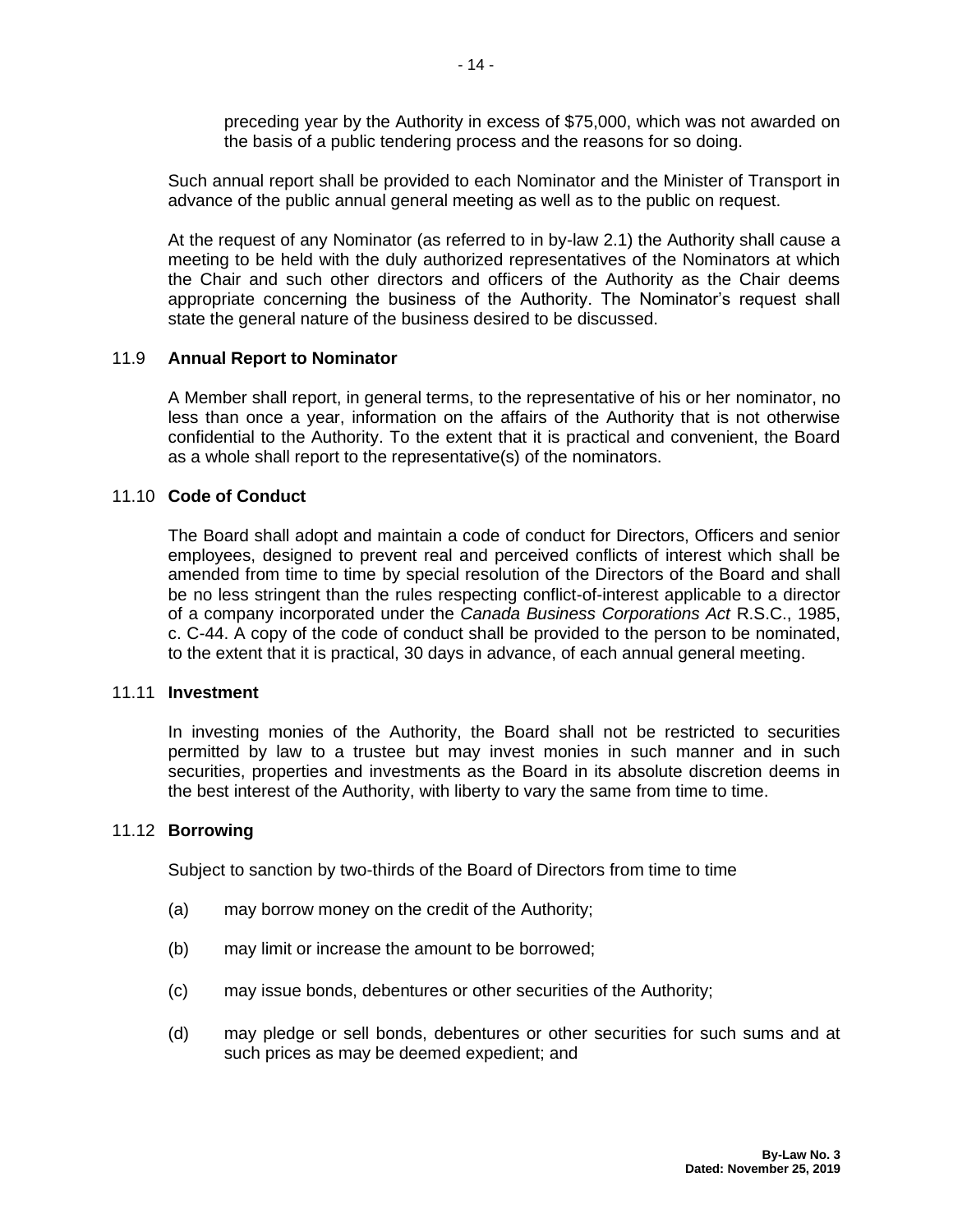preceding year by the Authority in excess of $75,000, which was not awarded on the basis of a public tendering process and the reasons for so doing.

Such annual report shall be provided to each Nominator and the Minister of Transport in advance of the public annual general meeting as well as to the public on request.

At the request of any Nominator (as referred to in by-law 2.1) the Authority shall cause a meeting to be held with the duly authorized representatives of the Nominators at which the Chair and such other directors and officers of the Authority as the Chair deems appropriate concerning the business of the Authority. The Nominator's request shall state the general nature of the business desired to be discussed.

### 11.9 **Annual Report to Nominator**

A Member shall report, in general terms, to the representative of his or her nominator, no less than once a year, information on the affairs of the Authority that is not otherwise confidential to the Authority. To the extent that it is practical and convenient, the Board as a whole shall report to the representative(s) of the nominators.

### 11.10 **Code of Conduct**

The Board shall adopt and maintain a code of conduct for Directors, Officers and senior employees, designed to prevent real and perceived conflicts of interest which shall be amended from time to time by special resolution of the Directors of the Board and shall be no less stringent than the rules respecting conflict-of-interest applicable to a director of a company incorporated under the *Canada Business Corporations Act* R.S.C., 1985, c. C-44. A copy of the code of conduct shall be provided to the person to be nominated, to the extent that it is practical, 30 days in advance, of each annual general meeting.

### 11.11 **Investment**

In investing monies of the Authority, the Board shall not be restricted to securities permitted by law to a trustee but may invest monies in such manner and in such securities, properties and investments as the Board in its absolute discretion deems in the best interest of the Authority, with liberty to vary the same from time to time.

### 11.12 **Borrowing**

Subject to sanction by two-thirds of the Board of Directors from time to time

(a) may borrow money on the credit of the Authority;

(b) may limit or increase the amount to be borrowed;

(c) may issue bonds, debentures or other securities of the Authority;

(d) may pledge or sell bonds, debentures or other securities for such sums and at such prices as may be deemed expedient; and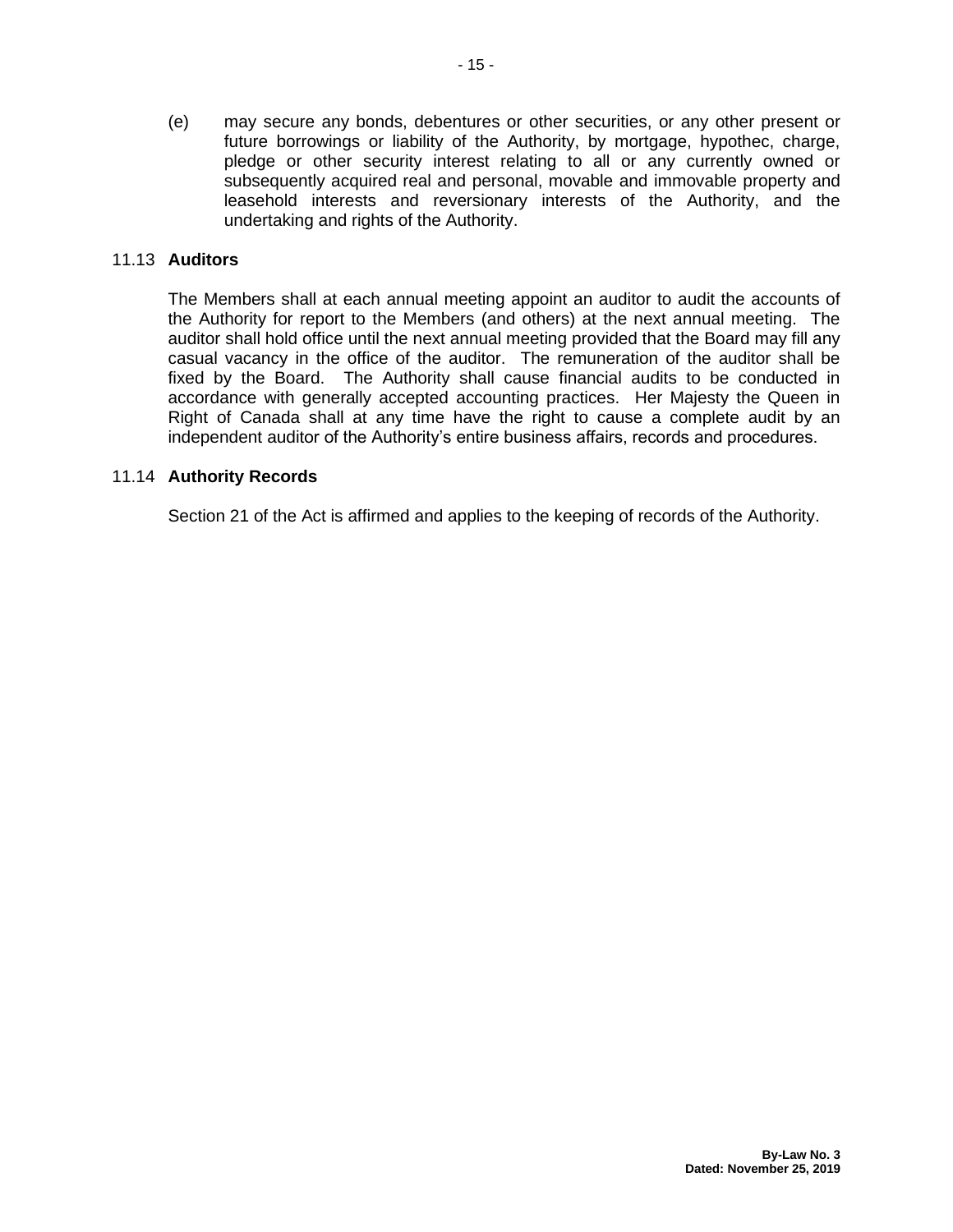(e) may secure any bonds, debentures or other securities, or any other present or future borrowings or liability of the Authority, by mortgage, hypothec, charge, pledge or other security interest relating to all or any currently owned or subsequently acquired real and personal, movable and immovable property and leasehold interests and reversionary interests of the Authority, and the undertaking and rights of the Authority.

### 11.13 **Auditors**

The Members shall at each annual meeting appoint an auditor to audit the accounts of the Authority for report to the Members (and others) at the next annual meeting. The auditor shall hold office until the next annual meeting provided that the Board may fill any casual vacancy in the office of the auditor. The remuneration of the auditor shall be fixed by the Board. The Authority shall cause financial audits to be conducted in accordance with generally accepted accounting practices. Her Majesty the Queen in Right of Canada shall at any time have the right to cause a complete audit by an independent auditor of the Authority's entire business affairs, records and procedures.

### 11.14 **Authority Records**

Section 21 of the Act is affirmed and applies to the keeping of records of the Authority.